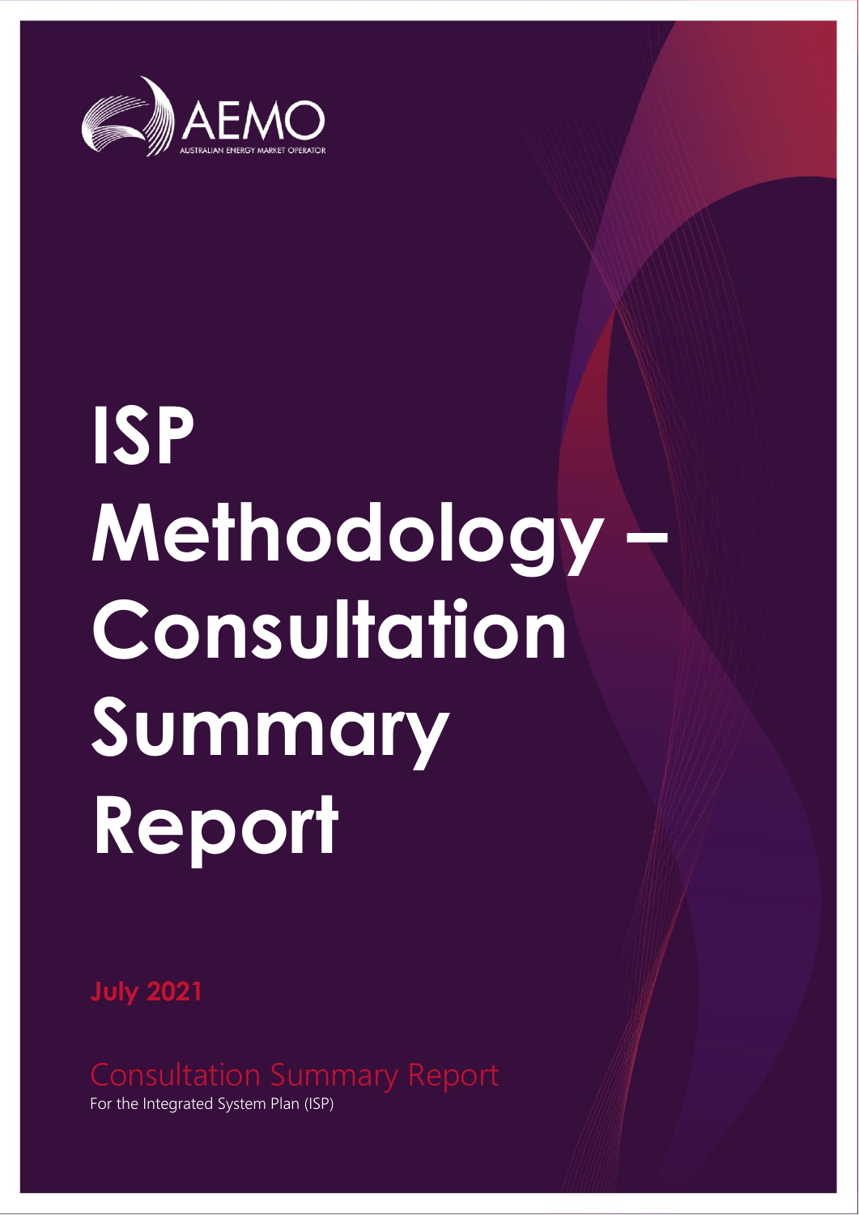AEMO

AUSTRALIAN ENERGY MARKET OPERATOR

# ISP Methodology – Consultation Summary Report

**July 2021**

Consultation Summary Report

For the Integrated System Plan (ISP)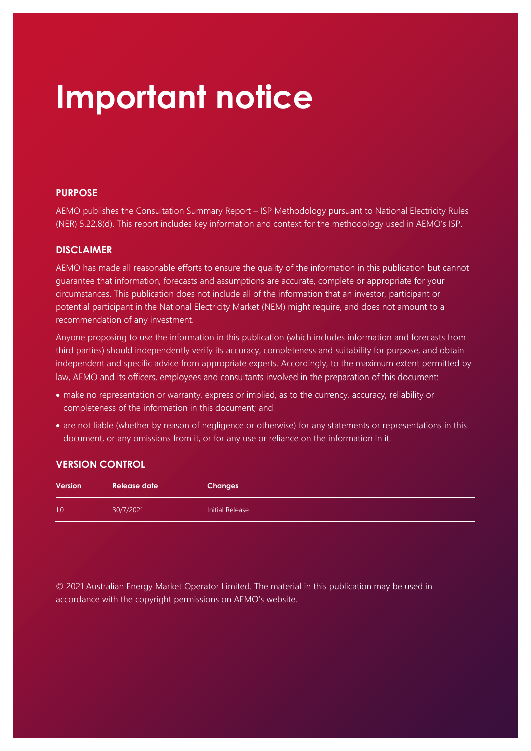# Important notice

## PURPOSE

AEMO publishes the Consultation Summary Report – ISP Methodology pursuant to National Electricity Rules (NER) 5.22.8(d). This report includes key information and context for the methodology used in AEMO's ISP.

## DISCLAIMER

AEMO has made all reasonable efforts to ensure the quality of the information in this publication but cannot guarantee that information, forecasts and assumptions are accurate, complete or appropriate for your circumstances. This publication does not include all of the information that an investor, participant or potential participant in the National Electricity Market (NEM) might require, and does not amount to a recommendation of any investment.

Anyone proposing to use the information in this publication (which includes information and forecasts from third parties) should independently verify its accuracy, completeness and suitability for purpose, and obtain independent and specific advice from appropriate experts. Accordingly, to the maximum extent permitted by law, AEMO and its officers, employees and consultants involved in the preparation of this document:

- make no representation or warranty, express or implied, as to the currency, accuracy, reliability or completeness of the information in this document; and
- are not liable (whether by reason of negligence or otherwise) for any statements or representations in this document, or any omissions from it, or for any use or reliance on the information in it.

## VERSION CONTROL

| Version | Release date | Changes |
|---|---|---|
| 1.0 | 30/7/2021 | Initial Release |

© 2021 Australian Energy Market Operator Limited. The material in this publication may be used in accordance with the copyright permissions on AEMO's website.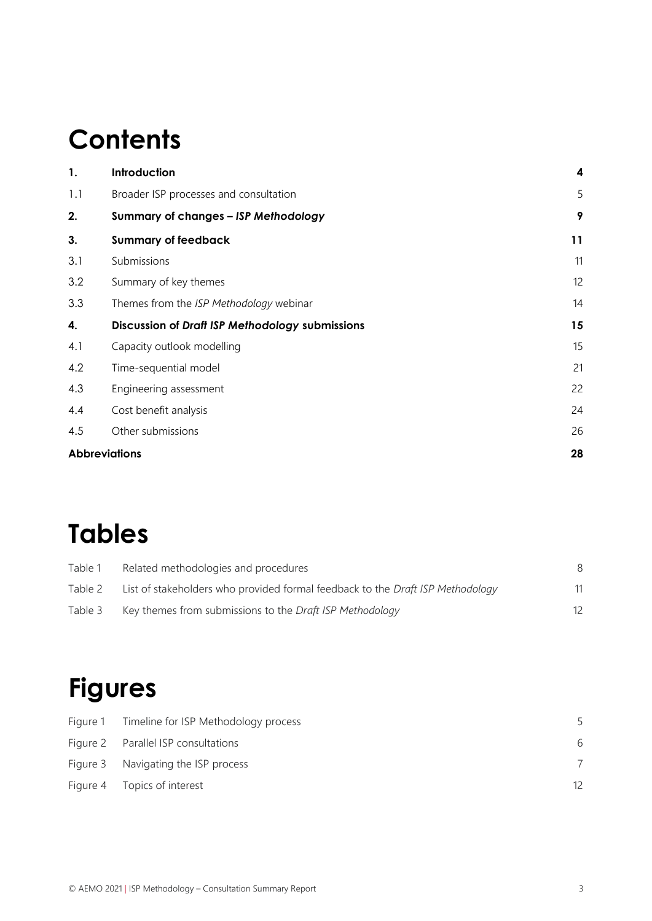# Contents

| | | |
|---|---|---|
| **1.** | **Introduction** | **4** |
| 1.1 | Broader ISP processes and consultation | 5 |
| **2.** | **Summary of changes – *ISP Methodology*** | **9** |
| **3.** | **Summary of feedback** | **11** |
| 3.1 | Submissions | 11 |
| 3.2 | Summary of key themes | 12 |
| 3.3 | Themes from the *ISP Methodology* webinar | 14 |
| **4.** | **Discussion of *Draft ISP Methodology* submissions** | **15** |
| 4.1 | Capacity outlook modelling | 15 |
| 4.2 | Time-sequential model | 21 |
| 4.3 | Engineering assessment | 22 |
| 4.4 | Cost benefit analysis | 24 |
| 4.5 | Other submissions | 26 |
| **Abbreviations** | | **28** |

# Tables

| | | |
|---|---|---|
| Table 1 | Related methodologies and procedures | 8 |
| Table 2 | List of stakeholders who provided formal feedback to the *Draft ISP Methodology* | 11 |
| Table 3 | Key themes from submissions to the *Draft ISP Methodology* | 12 |

# Figures

| | | |
|---|---|---|
| Figure 1 | Timeline for ISP Methodology process | 5 |
| Figure 2 | Parallel ISP consultations | 6 |
| Figure 3 | Navigating the ISP process | 7 |
| Figure 4 | Topics of interest | 12 |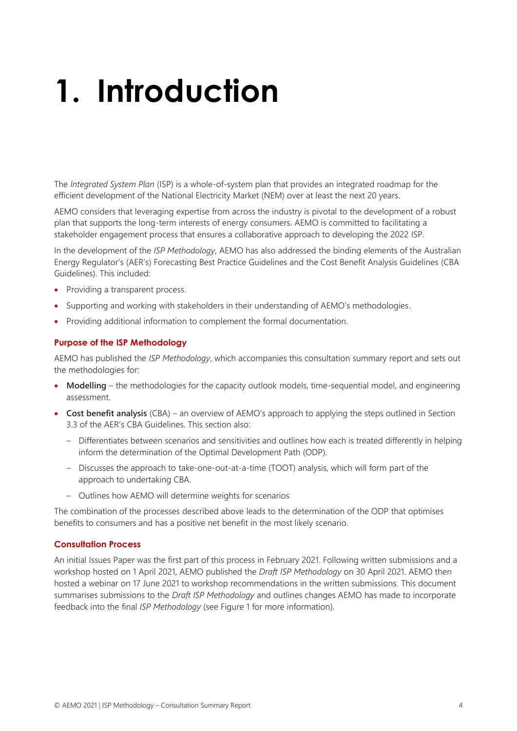# 1. Introduction

The *Integrated System Plan* (ISP) is a whole-of-system plan that provides an integrated roadmap for the efficient development of the National Electricity Market (NEM) over at least the next 20 years.

AEMO considers that leveraging expertise from across the industry is pivotal to the development of a robust plan that supports the long-term interests of energy consumers. AEMO is committed to facilitating a stakeholder engagement process that ensures a collaborative approach to developing the 2022 ISP.

In the development of the *ISP Methodology*, AEMO has also addressed the binding elements of the Australian Energy Regulator's (AER's) Forecasting Best Practice Guidelines and the Cost Benefit Analysis Guidelines (CBA Guidelines). This included:

- Providing a transparent process.
- Supporting and working with stakeholders in their understanding of AEMO's methodologies.
- Providing additional information to complement the formal documentation.

### Purpose of the ISP Methodology

AEMO has published the *ISP Methodology*, which accompanies this consultation summary report and sets out the methodologies for:

- **Modelling** – the methodologies for the capacity outlook models, time-sequential model, and engineering assessment.
- **Cost benefit analysis** (CBA) – an overview of AEMO's approach to applying the steps outlined in Section 3.3 of the AER's CBA Guidelines. This section also:
  - Differentiates between scenarios and sensitivities and outlines how each is treated differently in helping inform the determination of the Optimal Development Path (ODP).
  - Discusses the approach to take-one-out-at-a-time (TOOT) analysis, which will form part of the approach to undertaking CBA.
  - Outlines how AEMO will determine weights for scenarios

The combination of the processes described above leads to the determination of the ODP that optimises benefits to consumers and has a positive net benefit in the most likely scenario.

### Consultation Process

An initial Issues Paper was the first part of this process in February 2021. Following written submissions and a workshop hosted on 1 April 2021, AEMO published the *Draft ISP Methodology* on 30 April 2021. AEMO then hosted a webinar on 17 June 2021 to workshop recommendations in the written submissions. This document summarises submissions to the *Draft ISP Methodology* and outlines changes AEMO has made to incorporate feedback into the final *ISP Methodology* (see Figure 1 for more information).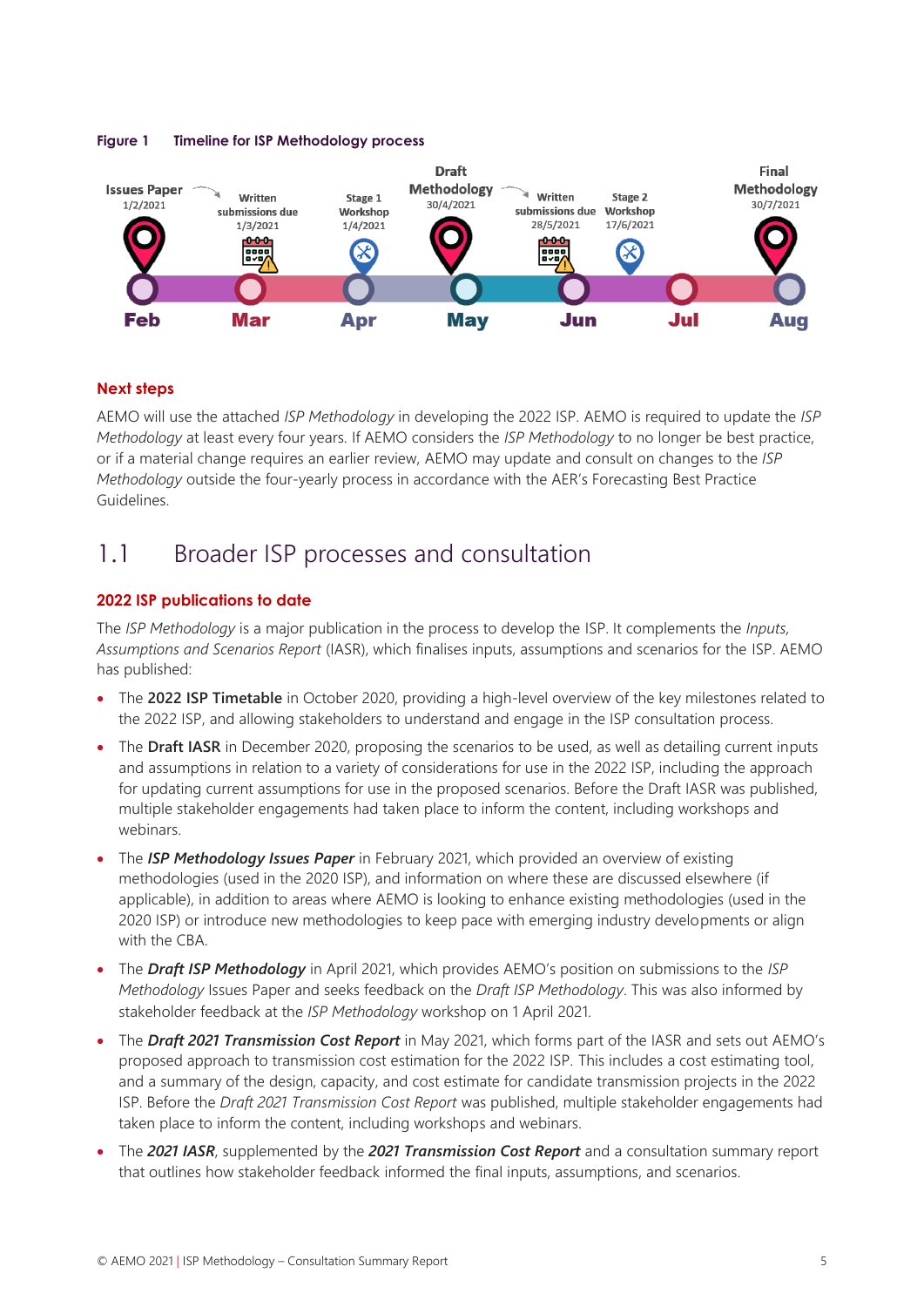**Figure 1 Timeline for ISP Methodology process**

| Date | Milestone |
|---|---|
| 1/2/2021 | Issues Paper |
| 1/3/2021 | Written submissions due |
| 1/4/2021 | Stage 1 Workshop |
| 30/4/2021 | Draft Methodology |
| 28/5/2021 | Written submissions due |
| 17/6/2021 | Stage 2 Workshop |
| 30/7/2021 | Final Methodology |

## Next steps

AEMO will use the attached *ISP Methodology* in developing the 2022 ISP. AEMO is required to update the *ISP Methodology* at least every four years. If AEMO considers the *ISP Methodology* to no longer be best practice, or if a material change requires an earlier review, AEMO may update and consult on changes to the *ISP Methodology* outside the four-yearly process in accordance with the AER's Forecasting Best Practice Guidelines.

# 1.1 Broader ISP processes and consultation

## 2022 ISP publications to date

The *ISP Methodology* is a major publication in the process to develop the ISP. It complements the *Inputs, Assumptions and Scenarios Report* (IASR), which finalises inputs, assumptions and scenarios for the ISP. AEMO has published:

- The **2022 ISP Timetable** in October 2020, providing a high-level overview of the key milestones related to the 2022 ISP, and allowing stakeholders to understand and engage in the ISP consultation process.
- The **Draft IASR** in December 2020, proposing the scenarios to be used, as well as detailing current inputs and assumptions in relation to a variety of considerations for use in the 2022 ISP, including the approach for updating current assumptions for use in the proposed scenarios. Before the Draft IASR was published, multiple stakeholder engagements had taken place to inform the content, including workshops and webinars.
- The ***ISP Methodology Issues Paper*** in February 2021, which provided an overview of existing methodologies (used in the 2020 ISP), and information on where these are discussed elsewhere (if applicable), in addition to areas where AEMO is looking to enhance existing methodologies (used in the 2020 ISP) or introduce new methodologies to keep pace with emerging industry developments or align with the CBA.
- The ***Draft ISP Methodology*** in April 2021, which provides AEMO's position on submissions to the *ISP Methodology* Issues Paper and seeks feedback on the *Draft ISP Methodology*. This was also informed by stakeholder feedback at the *ISP Methodology* workshop on 1 April 2021.
- The ***Draft 2021 Transmission Cost Report*** in May 2021, which forms part of the IASR and sets out AEMO's proposed approach to transmission cost estimation for the 2022 ISP. This includes a cost estimating tool, and a summary of the design, capacity, and cost estimate for candidate transmission projects in the 2022 ISP. Before the *Draft 2021 Transmission Cost Report* was published, multiple stakeholder engagements had taken place to inform the content, including workshops and webinars.
- The ***2021 IASR***, supplemented by the ***2021 Transmission Cost Report*** and a consultation summary report that outlines how stakeholder feedback informed the final inputs, assumptions, and scenarios.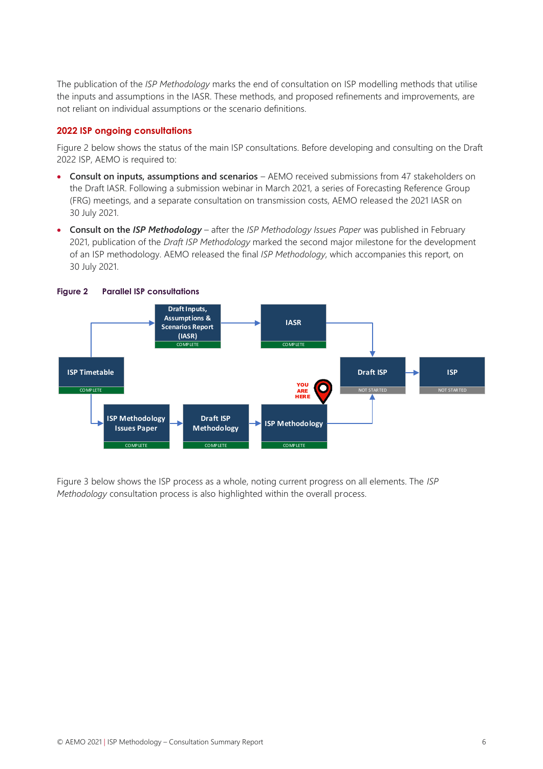The publication of the *ISP Methodology* marks the end of consultation on ISP modelling methods that utilise the inputs and assumptions in the IASR. These methods, and proposed refinements and improvements, are not reliant on individual assumptions or the scenario definitions.

## 2022 ISP ongoing consultations

Figure 2 below shows the status of the main ISP consultations. Before developing and consulting on the Draft 2022 ISP, AEMO is required to:

- **Consult on inputs, assumptions and scenarios** – AEMO received submissions from 47 stakeholders on the Draft IASR. Following a submission webinar in March 2021, a series of Forecasting Reference Group (FRG) meetings, and a separate consultation on transmission costs, AEMO released the 2021 IASR on 30 July 2021.
- **Consult on the *ISP Methodology*** – after the *ISP Methodology Issues Paper* was published in February 2021, publication of the *Draft ISP Methodology* marked the second major milestone for the development of an ISP methodology. AEMO released the final *ISP Methodology*, which accompanies this report, on 30 July 2021.

**Figure 2 Parallel ISP consultations**

ISP Timetable (COMPLETE) → Draft Inputs, Assumptions & Scenarios Report (IASR) (COMPLETE) → IASR (COMPLETE) → Draft ISP (NOT STARTED) → ISP (NOT STARTED)

ISP Timetable (COMPLETE) → ISP Methodology Issues Paper (COMPLETE) → Draft ISP Methodology (COMPLETE) → ISP Methodology (COMPLETE) [YOU ARE HERE] → Draft ISP (NOT STARTED)

Figure 3 below shows the ISP process as a whole, noting current progress on all elements. The *ISP Methodology* consultation process is also highlighted within the overall process.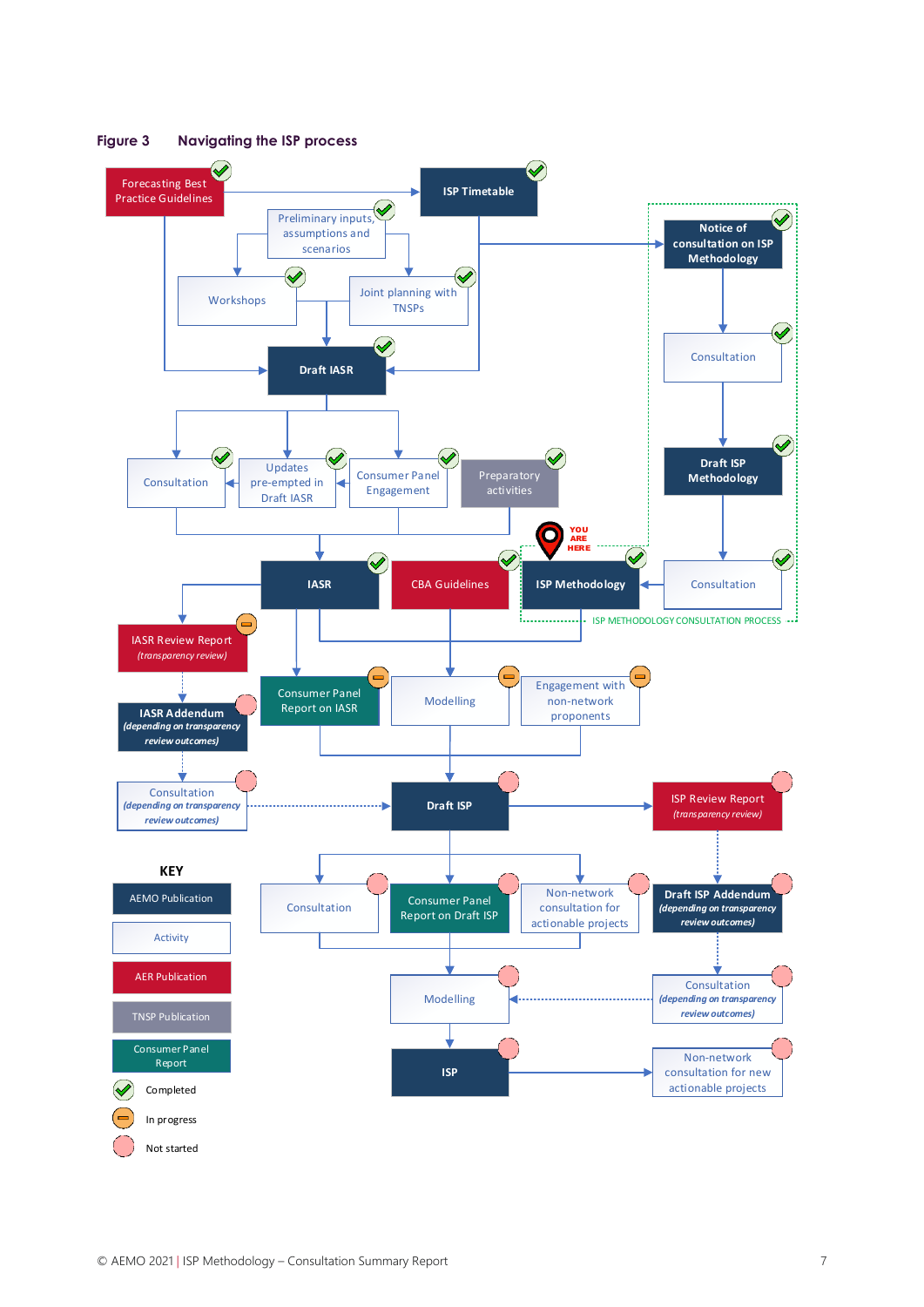**Figure 3 Navigating the ISP process**

Forecasting Best Practice Guidelines

ISP Timetable

Preliminary inputs, assumptions and scenarios

Workshops

Joint planning with TNSPs

Draft IASR

Consultation

Updates pre-empted in Draft IASR

Consumer Panel Engagement

Preparatory activities

Notice of consultation on ISP Methodology

Consultation

Draft ISP Methodology

Consultation

YOU ARE HERE

IASR

CBA Guidelines

ISP Methodology

ISP METHODOLOGY CONSULTATION PROCESS

IASR Review Report *(transparency review)*

IASR Addendum *(depending on transparency review outcomes)*

Consultation *(depending on transparency review outcomes)*

Consumer Panel Report on IASR

Modelling

Engagement with non-network proponents

Draft ISP

ISP Review Report *(transparency review)*

Consultation

Consumer Panel Report on Draft ISP

Non-network consultation for actionable projects

Draft ISP Addendum *(depending on transparency review outcomes)*

Modelling

Consultation *(depending on transparency review outcomes)*

ISP

Non-network consultation for new actionable projects

**KEY**

- AEMO Publication
- Activity
- AER Publication
- TNSP Publication
- Consumer Panel Report
- Completed
- In progress
- Not started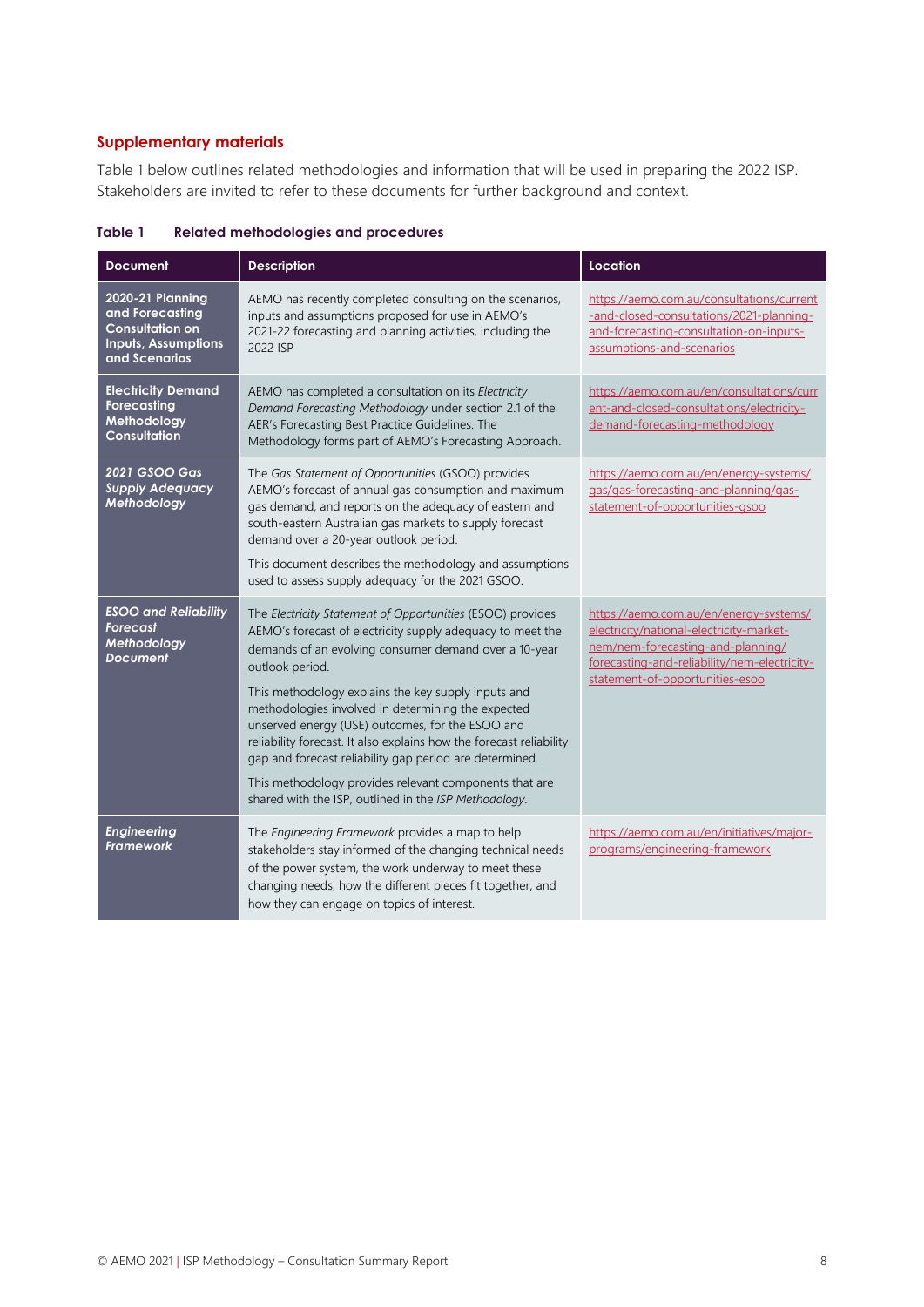### Supplementary materials

Table 1 below outlines related methodologies and information that will be used in preparing the 2022 ISP. Stakeholders are invited to refer to these documents for further background and context.

**Table 1 Related methodologies and procedures**

| Document | Description | Location |
|---|---|---|
| **2020-21 Planning and Forecasting Consultation on Inputs, Assumptions and Scenarios** | AEMO has recently completed consulting on the scenarios, inputs and assumptions proposed for use in AEMO's 2021-22 forecasting and planning activities, including the 2022 ISP | https://aemo.com.au/consultations/current-and-closed-consultations/2021-planning-and-forecasting-consultation-on-inputs-assumptions-and-scenarios |
| **Electricity Demand Forecasting Methodology Consultation** | AEMO has completed a consultation on its *Electricity Demand Forecasting Methodology* under section 2.1 of the AER's Forecasting Best Practice Guidelines. The Methodology forms part of AEMO's Forecasting Approach. | https://aemo.com.au/en/consultations/current-and-closed-consultations/electricity-demand-forecasting-methodology |
| ***2021 GSOO Gas Supply Adequacy Methodology*** | The *Gas Statement of Opportunities* (GSOO) provides AEMO's forecast of annual gas consumption and maximum gas demand, and reports on the adequacy of eastern and south-eastern Australian gas markets to supply forecast demand over a 20-year outlook period.<br><br>This document describes the methodology and assumptions used to assess supply adequacy for the 2021 GSOO. | https://aemo.com.au/en/energy-systems/gas/gas-forecasting-and-planning/gas-statement-of-opportunities-gsoo |
| ***ESOO and Reliability Forecast Methodology Document*** | The *Electricity Statement of Opportunities* (ESOO) provides AEMO's forecast of electricity supply adequacy to meet the demands of an evolving consumer demand over a 10-year outlook period.<br><br>This methodology explains the key supply inputs and methodologies involved in determining the expected unserved energy (USE) outcomes, for the ESOO and reliability forecast. It also explains how the forecast reliability gap and forecast reliability gap period are determined.<br><br>This methodology provides relevant components that are shared with the ISP, outlined in the *ISP Methodology*. | https://aemo.com.au/en/energy-systems/electricity/national-electricity-market-nem/nem-forecasting-and-planning/forecasting-and-reliability/nem-electricity-statement-of-opportunities-esoo |
| ***Engineering Framework*** | The *Engineering Framework* provides a map to help stakeholders stay informed of the changing technical needs of the power system, the work underway to meet these changing needs, how the different pieces fit together, and how they can engage on topics of interest. | https://aemo.com.au/en/initiatives/major-programs/engineering-framework |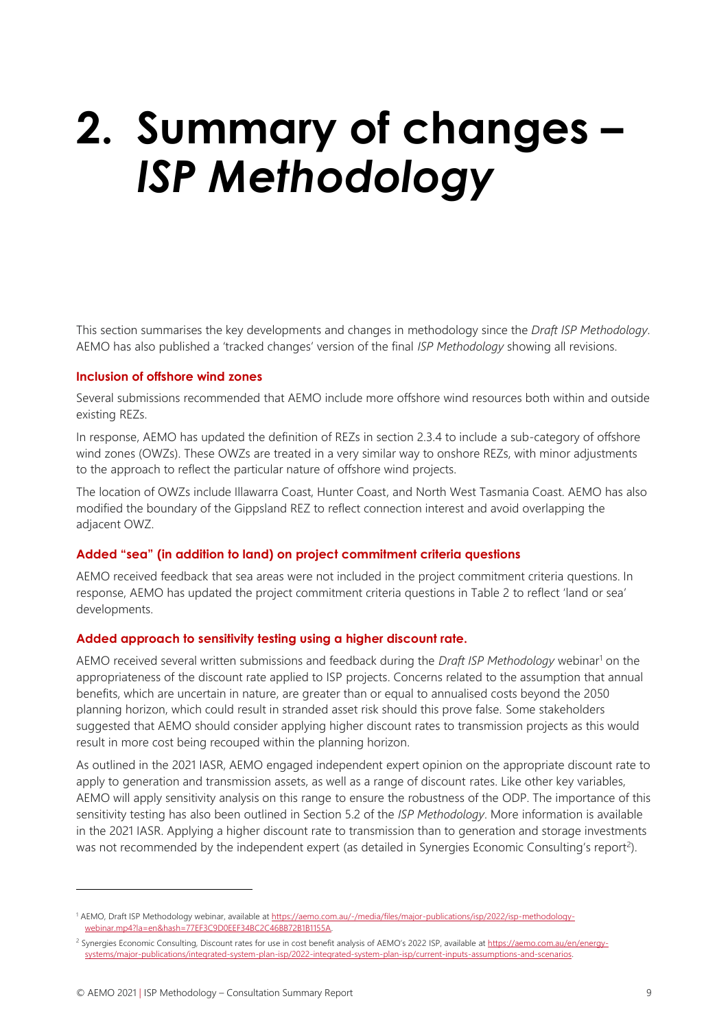# 2. Summary of changes – *ISP Methodology*

This section summarises the key developments and changes in methodology since the *Draft ISP Methodology*. AEMO has also published a 'tracked changes' version of the final *ISP Methodology* showing all revisions.

### Inclusion of offshore wind zones

Several submissions recommended that AEMO include more offshore wind resources both within and outside existing REZs.

In response, AEMO has updated the definition of REZs in section 2.3.4 to include a sub-category of offshore wind zones (OWZs). These OWZs are treated in a very similar way to onshore REZs, with minor adjustments to the approach to reflect the particular nature of offshore wind projects.

The location of OWZs include Illawarra Coast, Hunter Coast, and North West Tasmania Coast. AEMO has also modified the boundary of the Gippsland REZ to reflect connection interest and avoid overlapping the adjacent OWZ.

### Added "sea" (in addition to land) on project commitment criteria questions

AEMO received feedback that sea areas were not included in the project commitment criteria questions. In response, AEMO has updated the project commitment criteria questions in Table 2 to reflect 'land or sea' developments.

### Added approach to sensitivity testing using a higher discount rate.

AEMO received several written submissions and feedback during the *Draft ISP Methodology* webinar[1] on the appropriateness of the discount rate applied to ISP projects. Concerns related to the assumption that annual benefits, which are uncertain in nature, are greater than or equal to annualised costs beyond the 2050 planning horizon, which could result in stranded asset risk should this prove false. Some stakeholders suggested that AEMO should consider applying higher discount rates to transmission projects as this would result in more cost being recouped within the planning horizon.

As outlined in the 2021 IASR, AEMO engaged independent expert opinion on the appropriate discount rate to apply to generation and transmission assets, as well as a range of discount rates. Like other key variables, AEMO will apply sensitivity analysis on this range to ensure the robustness of the ODP. The importance of this sensitivity testing has also been outlined in Section 5.2 of the *ISP Methodology*. More information is available in the 2021 IASR. Applying a higher discount rate to transmission than to generation and storage investments was not recommended by the independent expert (as detailed in Synergies Economic Consulting's report[2]).

---

[1] AEMO, Draft ISP Methodology webinar, available at https://aemo.com.au/-/media/files/major-publications/isp/2022/isp-methodology-webinar.mp4?la=en&hash=77EF3C9D0EEF34BC2C46BB72B1B1155A.

[2] Synergies Economic Consulting, Discount rates for use in cost benefit analysis of AEMO's 2022 ISP, available at https://aemo.com.au/en/energy-systems/major-publications/integrated-system-plan-isp/2022-integrated-system-plan-isp/current-inputs-assumptions-and-scenarios.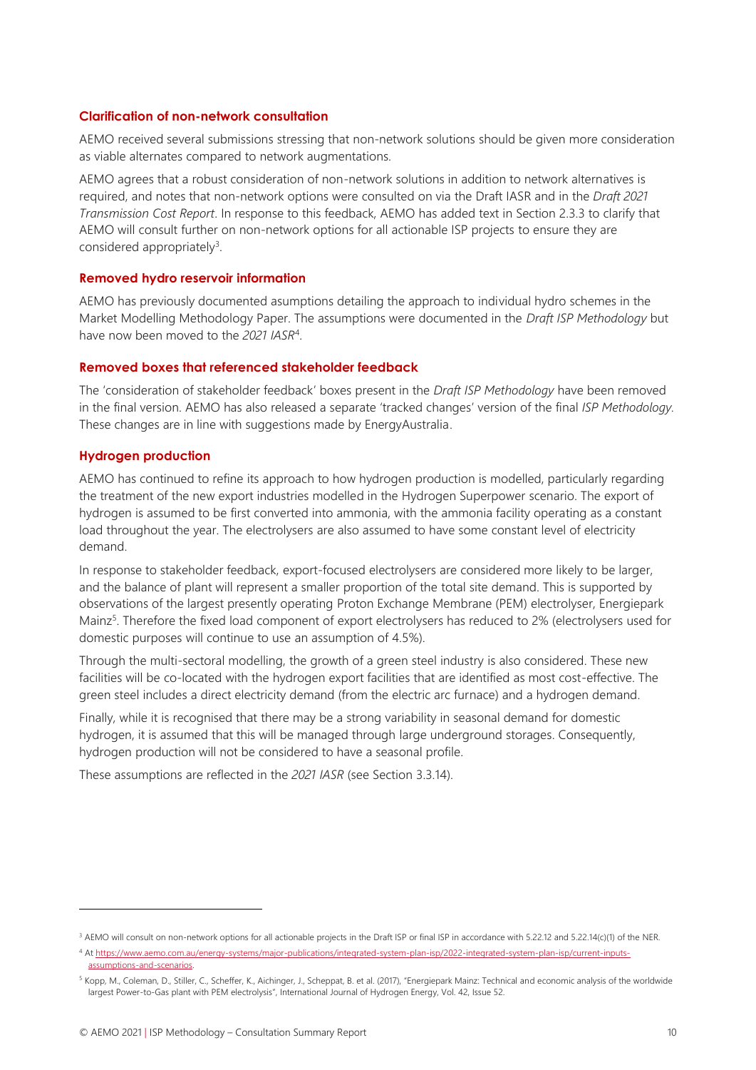### Clarification of non-network consultation

AEMO received several submissions stressing that non-network solutions should be given more consideration as viable alternates compared to network augmentations.

AEMO agrees that a robust consideration of non-network solutions in addition to network alternatives is required, and notes that non-network options were consulted on via the Draft IASR and in the *Draft 2021 Transmission Cost Report*. In response to this feedback, AEMO has added text in Section 2.3.3 to clarify that AEMO will consult further on non-network options for all actionable ISP projects to ensure they are considered appropriately[3].

### Removed hydro reservoir information

AEMO has previously documented asumptions detailing the approach to individual hydro schemes in the Market Modelling Methodology Paper. The assumptions were documented in the *Draft ISP Methodology* but have now been moved to the *2021 IASR*[4].

### Removed boxes that referenced stakeholder feedback

The 'consideration of stakeholder feedback' boxes present in the *Draft ISP Methodology* have been removed in the final version. AEMO has also released a separate 'tracked changes' version of the final *ISP Methodology*. These changes are in line with suggestions made by EnergyAustralia.

### Hydrogen production

AEMO has continued to refine its approach to how hydrogen production is modelled, particularly regarding the treatment of the new export industries modelled in the Hydrogen Superpower scenario. The export of hydrogen is assumed to be first converted into ammonia, with the ammonia facility operating as a constant load throughout the year. The electrolysers are also assumed to have some constant level of electricity demand.

In response to stakeholder feedback, export-focused electrolysers are considered more likely to be larger, and the balance of plant will represent a smaller proportion of the total site demand. This is supported by observations of the largest presently operating Proton Exchange Membrane (PEM) electrolyser, Energiepark Mainz[5]. Therefore the fixed load component of export electrolysers has reduced to 2% (electrolysers used for domestic purposes will continue to use an assumption of 4.5%).

Through the multi-sectoral modelling, the growth of a green steel industry is also considered. These new facilities will be co-located with the hydrogen export facilities that are identified as most cost-effective. The green steel includes a direct electricity demand (from the electric arc furnace) and a hydrogen demand.

Finally, while it is recognised that there may be a strong variability in seasonal demand for domestic hydrogen, it is assumed that this will be managed through large underground storages. Consequently, hydrogen production will not be considered to have a seasonal profile.

These assumptions are reflected in the *2021 IASR* (see Section 3.3.14).

---

[3] AEMO will consult on non-network options for all actionable projects in the Draft ISP or final ISP in accordance with 5.22.12 and 5.22.14(c)(1) of the NER.

[4] At https://www.aemo.com.au/energy-systems/major-publications/integrated-system-plan-isp/2022-integrated-system-plan-isp/current-inputs-assumptions-and-scenarios.

[5] Kopp, M., Coleman, D., Stiller, C., Scheffer, K., Aichinger, J., Scheppat, B. et al. (2017), "Energiepark Mainz: Technical and economic analysis of the worldwide largest Power-to-Gas plant with PEM electrolysis", International Journal of Hydrogen Energy, Vol. 42, Issue 52.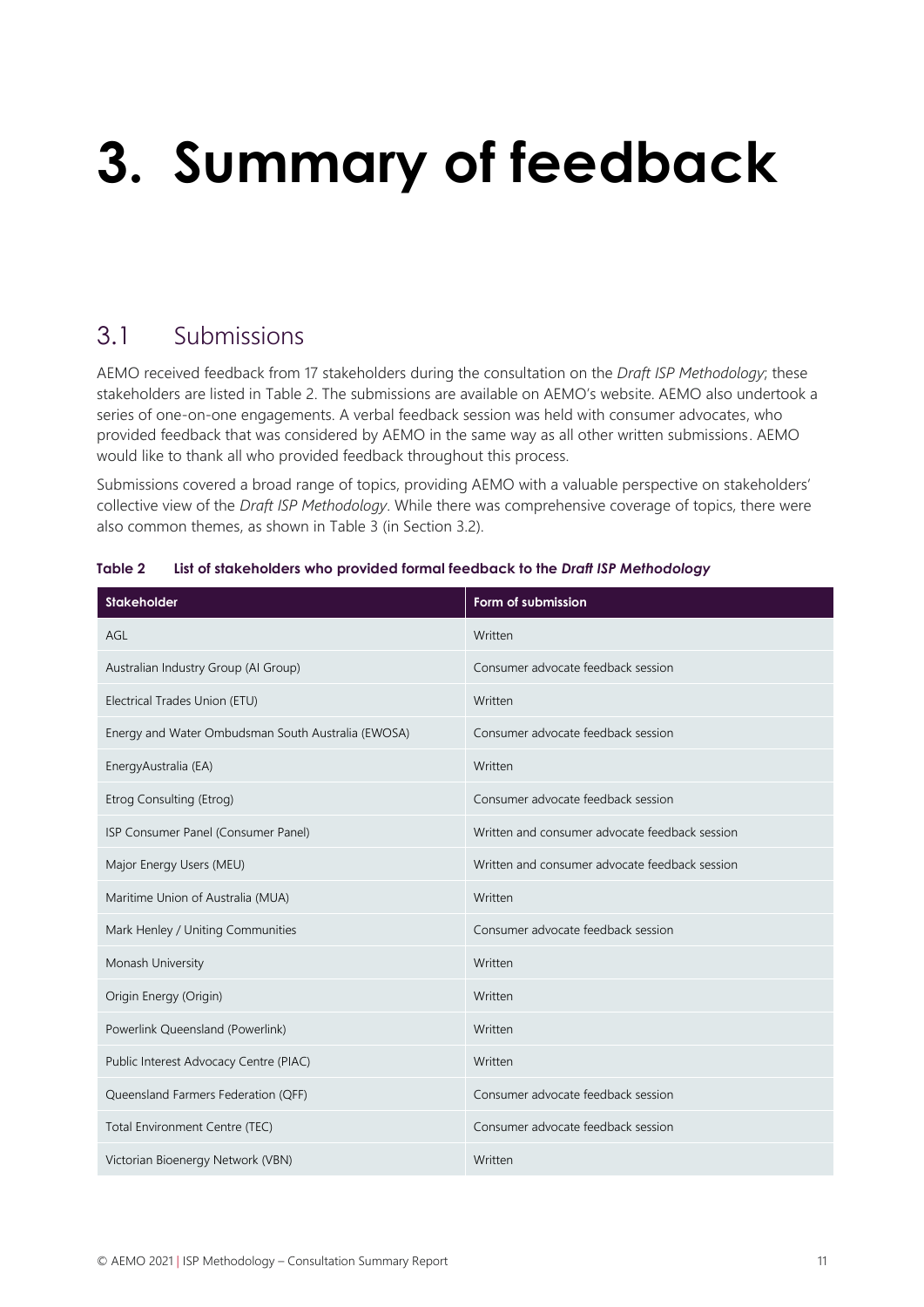# 3. Summary of feedback

## 3.1 Submissions

AEMO received feedback from 17 stakeholders during the consultation on the *Draft ISP Methodology*; these stakeholders are listed in Table 2. The submissions are available on AEMO's website. AEMO also undertook a series of one-on-one engagements. A verbal feedback session was held with consumer advocates, who provided feedback that was considered by AEMO in the same way as all other written submissions. AEMO would like to thank all who provided feedback throughout this process.

Submissions covered a broad range of topics, providing AEMO with a valuable perspective on stakeholders' collective view of the *Draft ISP Methodology*. While there was comprehensive coverage of topics, there were also common themes, as shown in Table 3 (in Section 3.2).

**Table 2 List of stakeholders who provided formal feedback to the *Draft ISP Methodology***

| Stakeholder | Form of submission |
|---|---|
| AGL | Written |
| Australian Industry Group (AI Group) | Consumer advocate feedback session |
| Electrical Trades Union (ETU) | Written |
| Energy and Water Ombudsman South Australia (EWOSA) | Consumer advocate feedback session |
| EnergyAustralia (EA) | Written |
| Etrog Consulting (Etrog) | Consumer advocate feedback session |
| ISP Consumer Panel (Consumer Panel) | Written and consumer advocate feedback session |
| Major Energy Users (MEU) | Written and consumer advocate feedback session |
| Maritime Union of Australia (MUA) | Written |
| Mark Henley / Uniting Communities | Consumer advocate feedback session |
| Monash University | Written |
| Origin Energy (Origin) | Written |
| Powerlink Queensland (Powerlink) | Written |
| Public Interest Advocacy Centre (PIAC) | Written |
| Queensland Farmers Federation (QFF) | Consumer advocate feedback session |
| Total Environment Centre (TEC) | Consumer advocate feedback session |
| Victorian Bioenergy Network (VBN) | Written |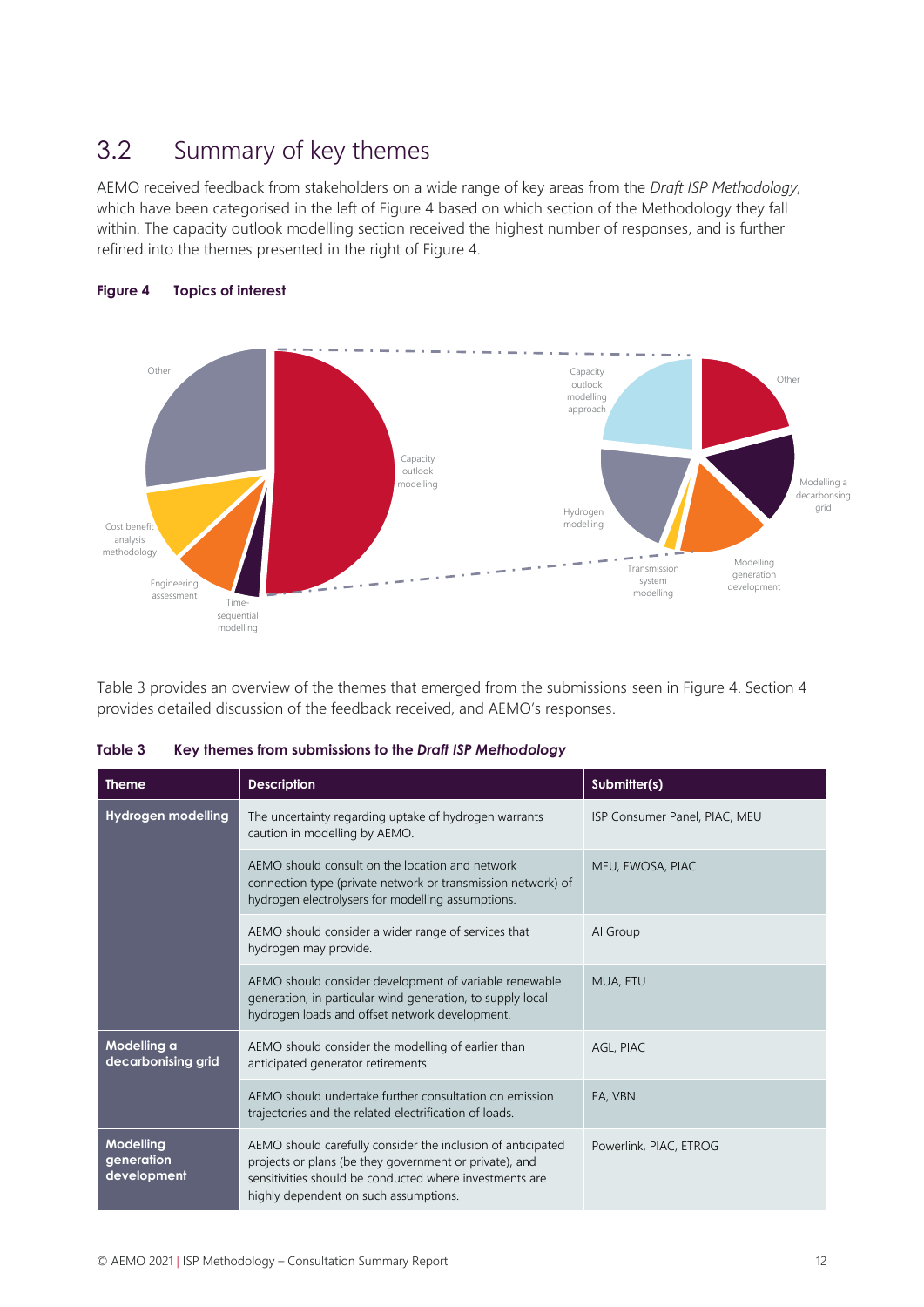## 3.2 Summary of key themes

AEMO received feedback from stakeholders on a wide range of key areas from the *Draft ISP Methodology*, which have been categorised in the left of Figure 4 based on which section of the Methodology they fall within. The capacity outlook modelling section received the highest number of responses, and is further refined into the themes presented in the right of Figure 4.

**Figure 4 Topics of interest**

Table 3 provides an overview of the themes that emerged from the submissions seen in Figure 4. Section 4 provides detailed discussion of the feedback received, and AEMO's responses.

**Table 3 Key themes from submissions to the *Draft ISP Methodology***

| Theme | Description | Submitter(s) |
|---|---|---|
| **Hydrogen modelling** | The uncertainty regarding uptake of hydrogen warrants caution in modelling by AEMO. | ISP Consumer Panel, PIAC, MEU |
| | AEMO should consult on the location and network connection type (private network or transmission network) of hydrogen electrolysers for modelling assumptions. | MEU, EWOSA, PIAC |
| | AEMO should consider a wider range of services that hydrogen may provide. | AI Group |
| | AEMO should consider development of variable renewable generation, in particular wind generation, to supply local hydrogen loads and offset network development. | MUA, ETU |
| **Modelling a decarbonising grid** | AEMO should consider the modelling of earlier than anticipated generator retirements. | AGL, PIAC |
| | AEMO should undertake further consultation on emission trajectories and the related electrification of loads. | EA, VBN |
| **Modelling generation development** | AEMO should carefully consider the inclusion of anticipated projects or plans (be they government or private), and sensitivities should be conducted where investments are highly dependent on such assumptions. | Powerlink, PIAC, ETROG |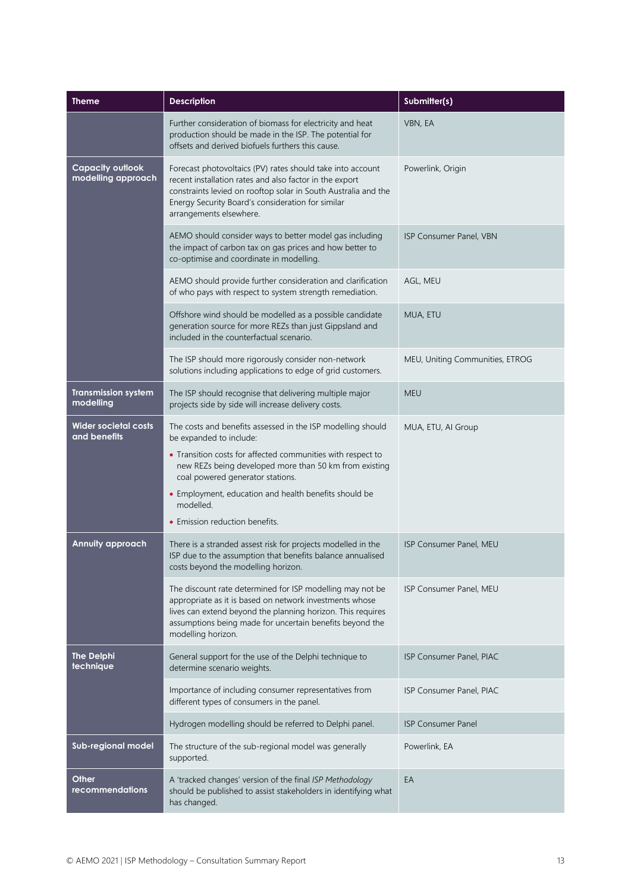| Theme | Description | Submitter(s) |
| --- | --- | --- |
| | Further consideration of biomass for electricity and heat production should be made in the ISP. The potential for offsets and derived biofuels furthers this cause. | VBN, EA |
| **Capacity outlook modelling approach** | Forecast photovoltaics (PV) rates should take into account recent installation rates and also factor in the export constraints levied on rooftop solar in South Australia and the Energy Security Board's consideration for similar arrangements elsewhere. | Powerlink, Origin |
| | AEMO should consider ways to better model gas including the impact of carbon tax on gas prices and how better to co-optimise and coordinate in modelling. | ISP Consumer Panel, VBN |
| | AEMO should provide further consideration and clarification of who pays with respect to system strength remediation. | AGL, MEU |
| | Offshore wind should be modelled as a possible candidate generation source for more REZs than just Gippsland and included in the counterfactual scenario. | MUA, ETU |
| | The ISP should more rigorously consider non-network solutions including applications to edge of grid customers. | MEU, Uniting Communities, ETROG |
| **Transmission system modelling** | The ISP should recognise that delivering multiple major projects side by side will increase delivery costs. | MEU |
| **Wider societal costs and benefits** | The costs and benefits assessed in the ISP modelling should be expanded to include:<br>• Transition costs for affected communities with respect to new REZs being developed more than 50 km from existing coal powered generator stations.<br>• Employment, education and health benefits should be modelled.<br>• Emission reduction benefits. | MUA, ETU, AI Group |
| **Annuity approach** | There is a stranded asset risk for projects modelled in the ISP due to the assumption that benefits balance annualised costs beyond the modelling horizon. | ISP Consumer Panel, MEU |
| | The discount rate determined for ISP modelling may not be appropriate as it is based on network investments whose lives can extend beyond the planning horizon. This requires assumptions being made for uncertain benefits beyond the modelling horizon. | ISP Consumer Panel, MEU |
| **The Delphi technique** | General support for the use of the Delphi technique to determine scenario weights. | ISP Consumer Panel, PIAC |
| | Importance of including consumer representatives from different types of consumers in the panel. | ISP Consumer Panel, PIAC |
| | Hydrogen modelling should be referred to Delphi panel. | ISP Consumer Panel |
| **Sub-regional model** | The structure of the sub-regional model was generally supported. | Powerlink, EA |
| **Other recommendations** | A 'tracked changes' version of the final *ISP Methodology* should be published to assist stakeholders in identifying what has changed. | EA |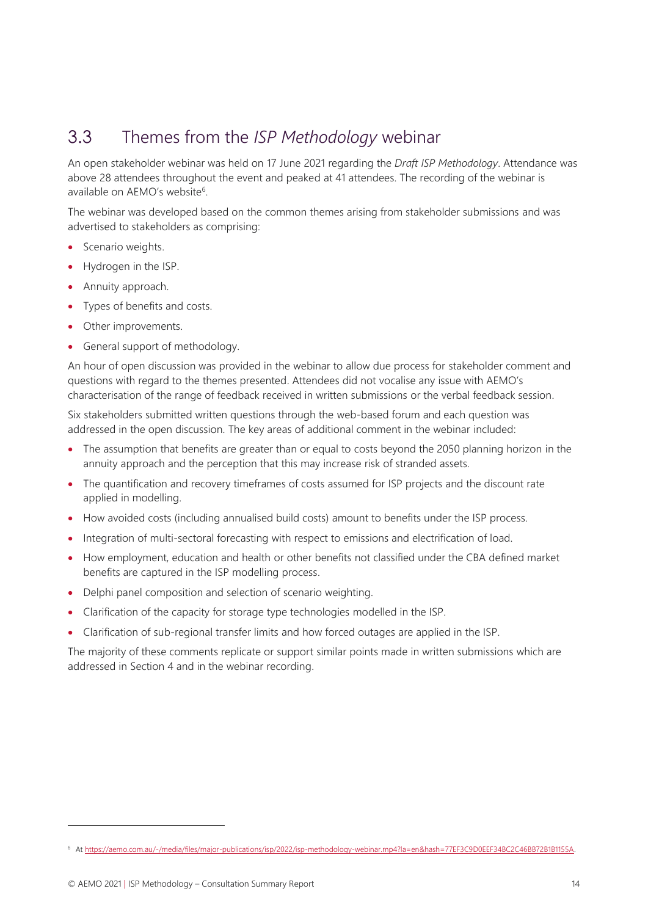## 3.3 Themes from the *ISP Methodology* webinar

An open stakeholder webinar was held on 17 June 2021 regarding the *Draft ISP Methodology*. Attendance was above 28 attendees throughout the event and peaked at 41 attendees. The recording of the webinar is available on AEMO's website[6].

The webinar was developed based on the common themes arising from stakeholder submissions and was advertised to stakeholders as comprising:

- Scenario weights.
- Hydrogen in the ISP.
- Annuity approach.
- Types of benefits and costs.
- Other improvements.
- General support of methodology.

An hour of open discussion was provided in the webinar to allow due process for stakeholder comment and questions with regard to the themes presented. Attendees did not vocalise any issue with AEMO's characterisation of the range of feedback received in written submissions or the verbal feedback session.

Six stakeholders submitted written questions through the web-based forum and each question was addressed in the open discussion. The key areas of additional comment in the webinar included:

- The assumption that benefits are greater than or equal to costs beyond the 2050 planning horizon in the annuity approach and the perception that this may increase risk of stranded assets.
- The quantification and recovery timeframes of costs assumed for ISP projects and the discount rate applied in modelling.
- How avoided costs (including annualised build costs) amount to benefits under the ISP process.
- Integration of multi-sectoral forecasting with respect to emissions and electrification of load.
- How employment, education and health or other benefits not classified under the CBA defined market benefits are captured in the ISP modelling process.
- Delphi panel composition and selection of scenario weighting.
- Clarification of the capacity for storage type technologies modelled in the ISP.
- Clarification of sub-regional transfer limits and how forced outages are applied in the ISP.

The majority of these comments replicate or support similar points made in written submissions which are addressed in Section 4 and in the webinar recording.

---

[6] At https://aemo.com.au/-/media/files/major-publications/isp/2022/isp-methodology-webinar.mp4?la=en&hash=77EF3C9D0EEF34BC2C46BB72B1B1155A.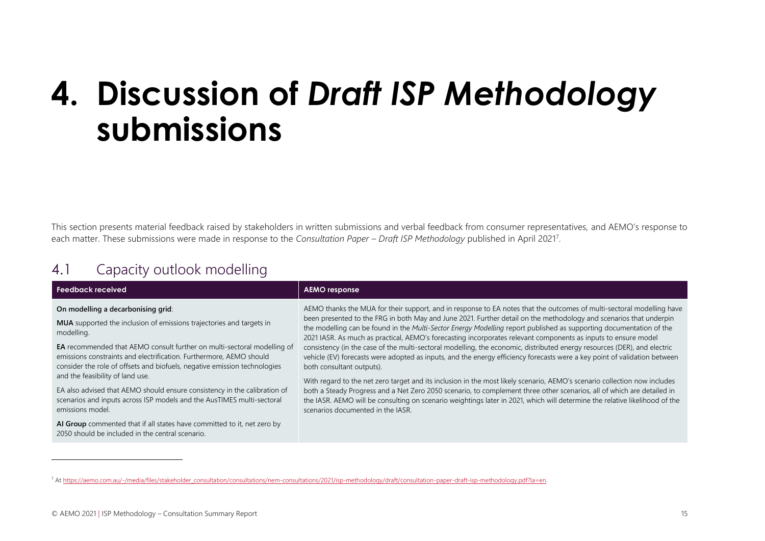# 4. Discussion of *Draft ISP Methodology* submissions

This section presents material feedback raised by stakeholders in written submissions and verbal feedback from consumer representatives, and AEMO's response to each matter. These submissions were made in response to the *Consultation Paper – Draft ISP Methodology* published in April 2021[7].

## 4.1 Capacity outlook modelling

| Feedback received | AEMO response |
|---|---|
| **On modelling a decarbonising grid**:<br><br>**MUA** supported the inclusion of emissions trajectories and targets in modelling.<br><br>**EA** recommended that AEMO consult further on multi-sectoral modelling of emissions constraints and electrification. Furthermore, AEMO should consider the role of offsets and biofuels, negative emission technologies and the feasibility of land use.<br><br>EA also advised that AEMO should ensure consistency in the calibration of scenarios and inputs across ISP models and the AusTIMES multi-sectoral emissions model.<br><br>**AI Group** commented that if all states have committed to it, net zero by 2050 should be included in the central scenario. | AEMO thanks the MUA for their support, and in response to EA notes that the outcomes of multi-sectoral modelling have been presented to the FRG in both May and June 2021. Further detail on the methodology and scenarios that underpin the modelling can be found in the *Multi-Sector Energy Modelling* report published as supporting documentation of the 2021 IASR. As much as practical, AEMO's forecasting incorporates relevant components as inputs to ensure model consistency (in the case of the multi-sectoral modelling, the economic, distributed energy resources (DER), and electric vehicle (EV) forecasts were adopted as inputs, and the energy efficiency forecasts were a key point of validation between both consultant outputs).<br><br>With regard to the net zero target and its inclusion in the most likely scenario, AEMO's scenario collection now includes both a Steady Progress and a Net Zero 2050 scenario, to complement three other scenarios, all of which are detailed in the IASR. AEMO will be consulting on scenario weightings later in 2021, which will determine the relative likelihood of the scenarios documented in the IASR. |

[7] At https://aemo.com.au/-/media/files/stakeholder_consultation/consultations/nem-consultations/2021/isp-methodology/draft/consultation-paper-draft-isp-methodology.pdf?la=en.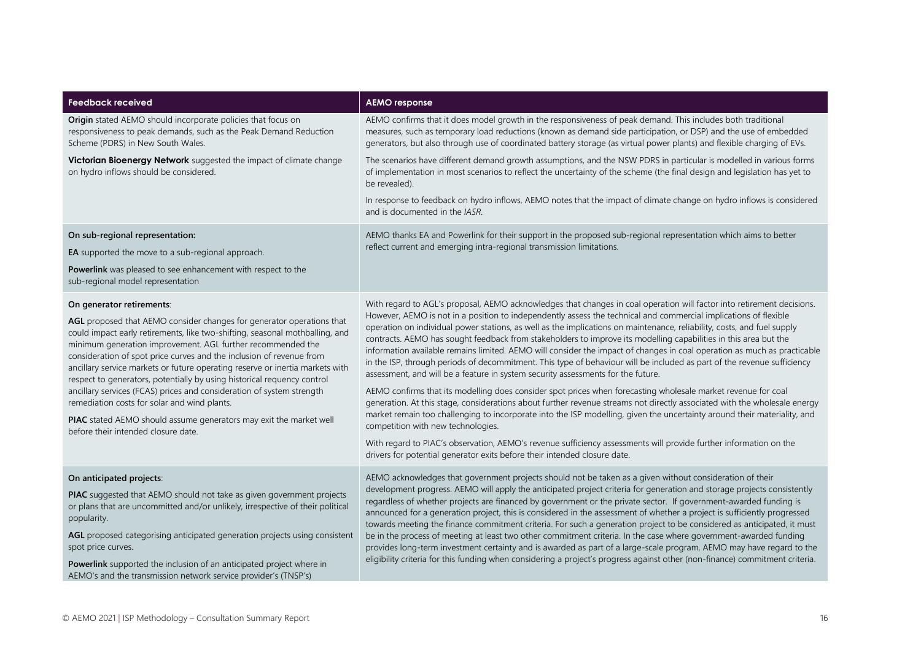| Feedback received | AEMO response |
| --- | --- |
| **Origin** stated AEMO should incorporate policies that focus on responsiveness to peak demands, such as the Peak Demand Reduction Scheme (PDRS) in New South Wales.<br><br>**Victorian Bioenergy Network** suggested the impact of climate change on hydro inflows should be considered. | AEMO confirms that it does model growth in the responsiveness of peak demand. This includes both traditional measures, such as temporary load reductions (known as demand side participation, or DSP) and the use of embedded generators, but also through use of coordinated battery storage (as virtual power plants) and flexible charging of EVs.<br><br>The scenarios have different demand growth assumptions, and the NSW PDRS in particular is modelled in various forms of implementation in most scenarios to reflect the uncertainty of the scheme (the final design and legislation has yet to be revealed).<br><br>In response to feedback on hydro inflows, AEMO notes that the impact of climate change on hydro inflows is considered and is documented in the *IASR*. |
| **On sub-regional representation:**<br><br>**EA** supported the move to a sub-regional approach.<br><br>**Powerlink** was pleased to see enhancement with respect to the sub-regional model representation | AEMO thanks EA and Powerlink for their support in the proposed sub-regional representation which aims to better reflect current and emerging intra-regional transmission limitations. |
| **On generator retirements**:<br><br>**AGL** proposed that AEMO consider changes for generator operations that could impact early retirements, like two-shifting, seasonal mothballing, and minimum generation improvement. AGL further recommended the consideration of spot price curves and the inclusion of revenue from ancillary service markets or future operating reserve or inertia markets with respect to generators, potentially by using historical requency control ancillary services (FCAS) prices and consideration of system strength remediation costs for solar and wind plants.<br><br>**PIAC** stated AEMO should assume generators may exit the market well before their intended closure date. | With regard to AGL's proposal, AEMO acknowledges that changes in coal operation will factor into retirement decisions. However, AEMO is not in a position to independently assess the technical and commercial implications of flexible operation on individual power stations, as well as the implications on maintenance, reliability, costs, and fuel supply contracts. AEMO has sought feedback from stakeholders to improve its modelling capabilities in this area but the information available remains limited. AEMO will consider the impact of changes in coal operation as much as practicable in the ISP, through periods of decommitment. This type of behaviour will be included as part of the revenue sufficiency assessment, and will be a feature in system security assessments for the future.<br><br>AEMO confirms that its modelling does consider spot prices when forecasting wholesale market revenue for coal generation. At this stage, considerations about further revenue streams not directly associated with the wholesale energy market remain too challenging to incorporate into the ISP modelling, given the uncertainty around their materiality, and competition with new technologies.<br><br>With regard to PIAC's observation, AEMO's revenue sufficiency assessments will provide further information on the drivers for potential generator exits before their intended closure date. |
| **On anticipated projects**:<br><br>**PIAC** suggested that AEMO should not take as given government projects or plans that are uncommitted and/or unlikely, irrespective of their political popularity.<br><br>**AGL** proposed categorising anticipated generation projects using consistent spot price curves.<br><br>**Powerlink** supported the inclusion of an anticipated project where in AEMO's and the transmission network service provider's (TNSP's) | AEMO acknowledges that government projects should not be taken as a given without consideration of their development progress. AEMO will apply the anticipated project criteria for generation and storage projects consistently regardless of whether projects are financed by government or the private sector. If government-awarded funding is announced for a generation project, this is considered in the assessment of whether a project is sufficiently progressed towards meeting the finance commitment criteria. For such a generation project to be considered as anticipated, it must be in the process of meeting at least two other commitment criteria. In the case where government-awarded funding provides long-term investment certainty and is awarded as part of a large-scale program, AEMO may have regard to the eligibility criteria for this funding when considering a project's progress against other (non-finance) commitment criteria. |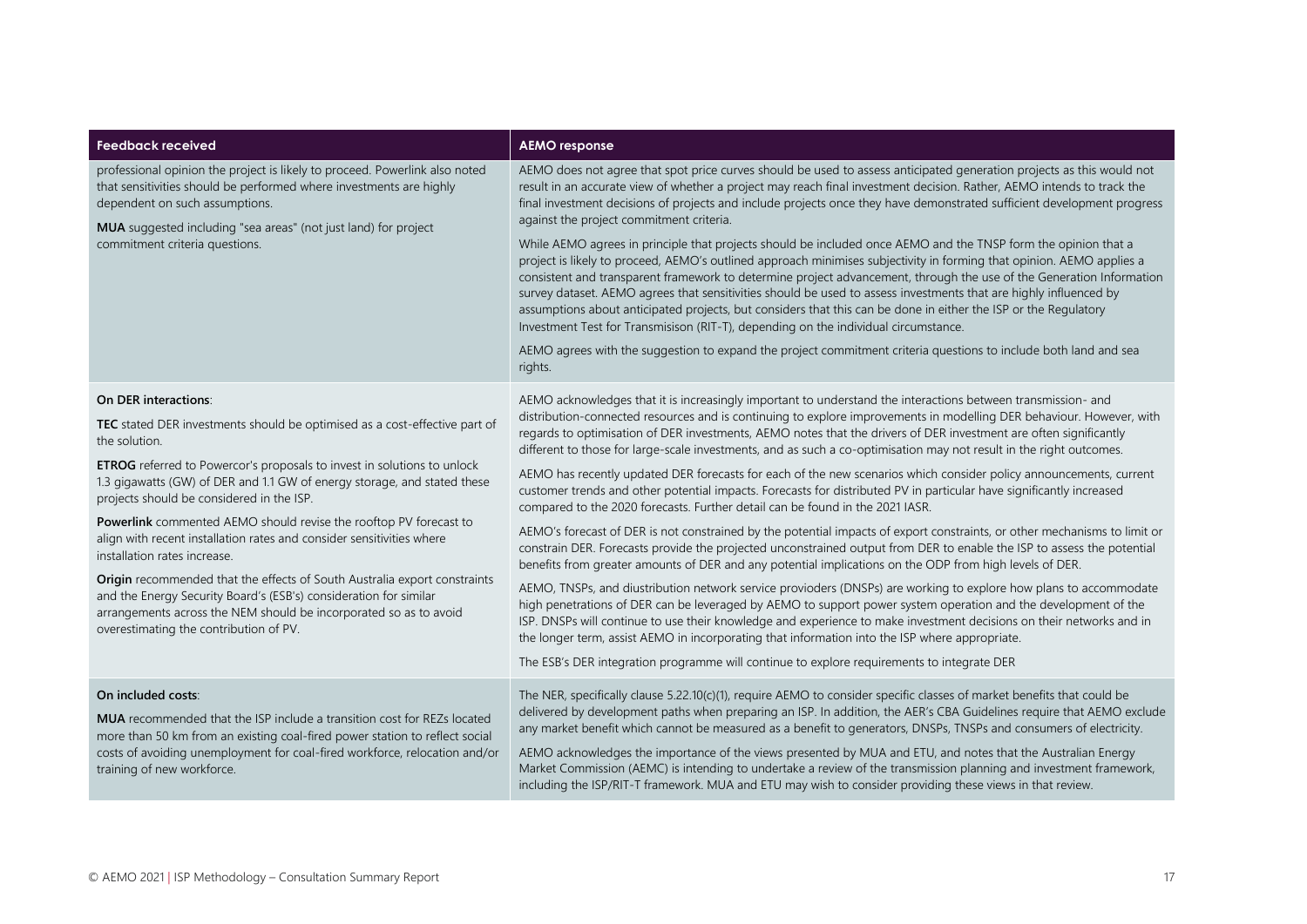| Feedback received | AEMO response |
|---|---|
| professional opinion the project is likely to proceed. Powerlink also noted that sensitivities should be performed where investments are highly dependent on such assumptions.<br><br>**MUA** suggested including "sea areas" (not just land) for project commitment criteria questions. | AEMO does not agree that spot price curves should be used to assess anticipated generation projects as this would not result in an accurate view of whether a project may reach final investment decision. Rather, AEMO intends to track the final investment decisions of projects and include projects once they have demonstrated sufficient development progress against the project commitment criteria.<br><br>While AEMO agrees in principle that projects should be included once AEMO and the TNSP form the opinion that a project is likely to proceed, AEMO's outlined approach minimises subjectivity in forming that opinion. AEMO applies a consistent and transparent framework to determine project advancement, through the use of the Generation Information survey dataset. AEMO agrees that sensitivities should be used to assess investments that are highly influenced by assumptions about anticipated projects, but considers that this can be done in either the ISP or the Regulatory Investment Test for Transmisison (RIT-T), depending on the individual circumstance.<br><br>AEMO agrees with the suggestion to expand the project commitment criteria questions to include both land and sea rights. |
| **On DER interactions**:<br><br>**TEC** stated DER investments should be optimised as a cost-effective part of the solution.<br><br>**ETROG** referred to Powercor's proposals to invest in solutions to unlock 1.3 gigawatts (GW) of DER and 1.1 GW of energy storage, and stated these projects should be considered in the ISP.<br><br>**Powerlink** commented AEMO should revise the rooftop PV forecast to align with recent installation rates and consider sensitivities where installation rates increase.<br><br>**Origin** recommended that the effects of South Australia export constraints and the Energy Security Board's (ESB's) consideration for similar arrangements across the NEM should be incorporated so as to avoid overestimating the contribution of PV. | AEMO acknowledges that it is increasingly important to understand the interactions between transmission- and distribution-connected resources and is continuing to explore improvements in modelling DER behaviour. However, with regards to optimisation of DER investments, AEMO notes that the drivers of DER investment are often significantly different to those for large-scale investments, and as such a co-optimisation may not result in the right outcomes.<br><br>AEMO has recently updated DER forecasts for each of the new scenarios which consider policy announcements, current customer trends and other potential impacts. Forecasts for distributed PV in particular have significantly increased compared to the 2020 forecasts. Further detail can be found in the 2021 IASR.<br><br>AEMO's forecast of DER is not constrained by the potential impacts of export constraints, or other mechanisms to limit or constrain DER. Forecasts provide the projected unconstrained output from DER to enable the ISP to assess the potential benefits from greater amounts of DER and any potential implications on the ODP from high levels of DER.<br><br>AEMO, TNSPs, and diustribution network service provioders (DNSPs) are working to explore how plans to accommodate high penetrations of DER can be leveraged by AEMO to support power system operation and the development of the ISP. DNSPs will continue to use their knowledge and experience to make investment decisions on their networks and in the longer term, assist AEMO in incorporating that information into the ISP where appropriate.<br><br>The ESB's DER integration programme will continue to explore requirements to integrate DER |
| **On included costs**:<br><br>**MUA** recommended that the ISP include a transition cost for REZs located more than 50 km from an existing coal-fired power station to reflect social costs of avoiding unemployment for coal-fired workforce, relocation and/or training of new workforce. | The NER, specifically clause 5.22.10(c)(1), require AEMO to consider specific classes of market benefits that could be delivered by development paths when preparing an ISP. In addition, the AER's CBA Guidelines require that AEMO exclude any market benefit which cannot be measured as a benefit to generators, DNSPs, TNSPs and consumers of electricity.<br><br>AEMO acknowledges the importance of the views presented by MUA and ETU, and notes that the Australian Energy Market Commission (AEMC) is intending to undertake a review of the transmission planning and investment framework, including the ISP/RIT-T framework. MUA and ETU may wish to consider providing these views in that review. |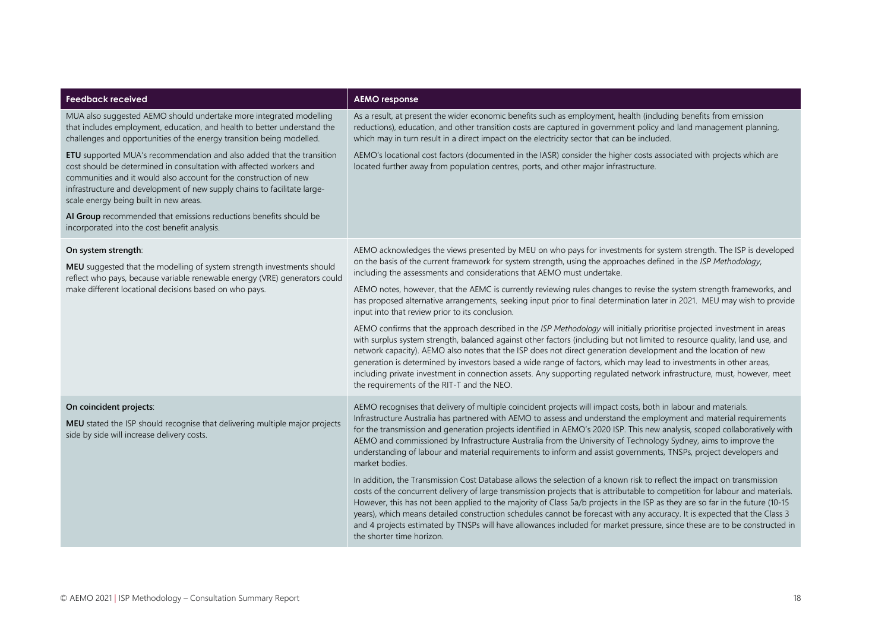| Feedback received | AEMO response |
|---|---|
| MUA also suggested AEMO should undertake more integrated modelling that includes employment, education, and health to better understand the challenges and opportunities of the energy transition being modelled.<br><br>**ETU** supported MUA's recommendation and also added that the transition cost should be determined in consultation with affected workers and communities and it would also account for the construction of new infrastructure and development of new supply chains to facilitate large-scale energy being built in new areas.<br><br>**AI Group** recommended that emissions reductions benefits should be incorporated into the cost benefit analysis. | As a result, at present the wider economic benefits such as employment, health (including benefits from emission reductions), education, and other transition costs are captured in government policy and land management planning, which may in turn result in a direct impact on the electricity sector that can be included.<br><br>AEMO's locational cost factors (documented in the IASR) consider the higher costs associated with projects which are located further away from population centres, ports, and other major infrastructure. |
| **On system strength**:<br><br>**MEU** suggested that the modelling of system strength investments should reflect who pays, because variable renewable energy (VRE) generators could make different locational decisions based on who pays. | AEMO acknowledges the views presented by MEU on who pays for investments for system strength. The ISP is developed on the basis of the current framework for system strength, using the approaches defined in the *ISP Methodology*, including the assessments and considerations that AEMO must undertake.<br><br>AEMO notes, however, that the AEMC is currently reviewing rules changes to revise the system strength frameworks, and has proposed alternative arrangements, seeking input prior to final determination later in 2021. MEU may wish to provide input into that review prior to its conclusion.<br><br>AEMO confirms that the approach described in the *ISP Methodology* will initially prioritise projected investment in areas with surplus system strength, balanced against other factors (including but not limited to resource quality, land use, and network capacity). AEMO also notes that the ISP does not direct generation development and the location of new generation is determined by investors based a wide range of factors, which may lead to investments in other areas, including private investment in connection assets. Any supporting regulated network infrastructure, must, however, meet the requirements of the RIT-T and the NEO. |
| **On coincident projects**:<br><br>**MEU** stated the ISP should recognise that delivering multiple major projects side by side will increase delivery costs. | AEMO recognises that delivery of multiple coincident projects will impact costs, both in labour and materials. Infrastructure Australia has partnered with AEMO to assess and understand the employment and material requirements for the transmission and generation projects identified in AEMO's 2020 ISP. This new analysis, scoped collaboratively with AEMO and commissioned by Infrastructure Australia from the University of Technology Sydney, aims to improve the understanding of labour and material requirements to inform and assist governments, TNSPs, project developers and market bodies.<br><br>In addition, the Transmission Cost Database allows the selection of a known risk to reflect the impact on transmission costs of the concurrent delivery of large transmission projects that is attributable to competition for labour and materials. However, this has not been applied to the majority of Class 5a/b projects in the ISP as they are so far in the future (10-15 years), which means detailed construction schedules cannot be forecast with any accuracy. It is expected that the Class 3 and 4 projects estimated by TNSPs will have allowances included for market pressure, since these are to be constructed in the shorter time horizon. |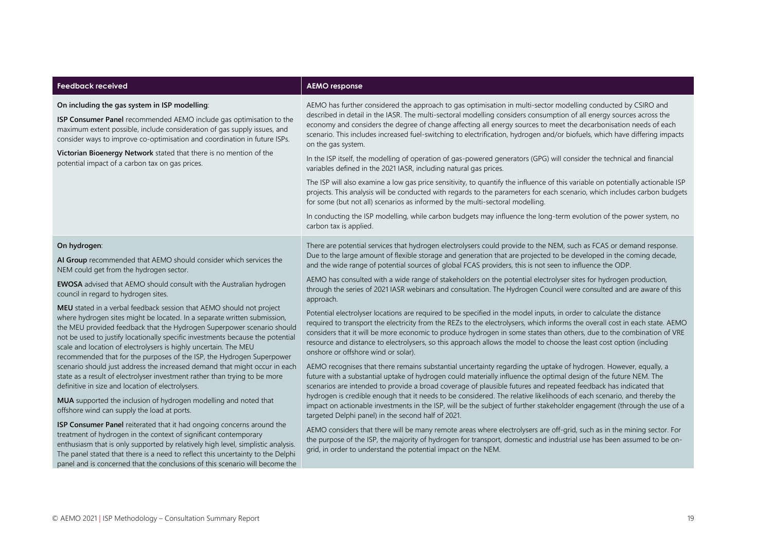| Feedback received | AEMO response |
|---|---|
| **On including the gas system in ISP modelling**:<br><br>**ISP Consumer Panel** recommended AEMO include gas optimisation to the maximum extent possible, include consideration of gas supply issues, and consider ways to improve co-optimisation and coordination in future ISPs.<br><br>**Victorian Bioenergy Network** stated that there is no mention of the potential impact of a carbon tax on gas prices. | AEMO has further considered the approach to gas optimisation in multi-sector modelling conducted by CSIRO and described in detail in the IASR. The multi-sectoral modelling considers consumption of all energy sources across the economy and considers the degree of change affecting all energy sources to meet the decarbonisation needs of each scenario. This includes increased fuel-switching to electrification, hydrogen and/or biofuels, which have differing impacts on the gas system.<br><br>In the ISP itself, the modelling of operation of gas-powered generators (GPG) will consider the technical and financial variables defined in the 2021 IASR, including natural gas prices.<br><br>The ISP will also examine a low gas price sensitivity, to quantify the influence of this variable on potentially actionable ISP projects. This analysis will be conducted with regards to the parameters for each scenario, which includes carbon budgets for some (but not all) scenarios as informed by the multi-sectoral modelling.<br><br>In conducting the ISP modelling, while carbon budgets may influence the long-term evolution of the power system, no carbon tax is applied. |
| **On hydrogen**:<br><br>**AI Group** recommended that AEMO should consider which services the NEM could get from the hydrogen sector.<br><br>**EWOSA** advised that AEMO should consult with the Australian hydrogen council in regard to hydrogen sites.<br><br>**MEU** stated in a verbal feedback session that AEMO should not project where hydrogen sites might be located. In a separate written submission, the MEU provided feedback that the Hydrogen Superpower scenario should not be used to justify locationally specific investments because the potential scale and location of electrolysers is highly uncertain. The MEU recommended that for the purposes of the ISP, the Hydrogen Superpower scenario should just address the increased demand that might occur in each state as a result of electrolyser investment rather than trying to be more definitive in size and location of electrolysers.<br><br>**MUA** supported the inclusion of hydrogen modelling and noted that offshore wind can supply the load at ports.<br><br>**ISP Consumer Panel** reiterated that it had ongoing concerns around the treatment of hydrogen in the context of significant contemporary enthusiasm that is only supported by relatively high level, simplistic analysis. The panel stated that there is a need to reflect this uncertainty to the Delphi panel and is concerned that the conclusions of this scenario will become the | There are potential services that hydrogen electrolysers could provide to the NEM, such as FCAS or demand response. Due to the large amount of flexible storage and generation that are projected to be developed in the coming decade, and the wide range of potential sources of global FCAS providers, this is not seen to influence the ODP.<br><br>AEMO has consulted with a wide range of stakeholders on the potential electrolyser sites for hydrogen production, through the series of 2021 IASR webinars and consultation. The Hydrogen Council were consulted and are aware of this approach.<br><br>Potential electrolyser locations are required to be specified in the model inputs, in order to calculate the distance required to transport the electricity from the REZs to the electrolysers, which informs the overall cost in each state. AEMO considers that it will be more economic to produce hydrogen in some states than others, due to the combination of VRE resource and distance to electrolysers, so this approach allows the model to choose the least cost option (including onshore or offshore wind or solar).<br><br>AEMO recognises that there remains substantial uncertainty regarding the uptake of hydrogen. However, equally, a future with a substantial uptake of hydrogen could materially influence the optimal design of the future NEM. The scenarios are intended to provide a broad coverage of plausible futures and repeated feedback has indicated that hydrogen is credible enough that it needs to be considered. The relative likelihoods of each scenario, and thereby the impact on actionable investments in the ISP, will be the subject of further stakeholder engagement (through the use of a targeted Delphi panel) in the second half of 2021.<br><br>AEMO considers that there will be many remote areas where electrolysers are off-grid, such as in the mining sector. For the purpose of the ISP, the majority of hydrogen for transport, domestic and industrial use has been assumed to be on-grid, in order to understand the potential impact on the NEM. |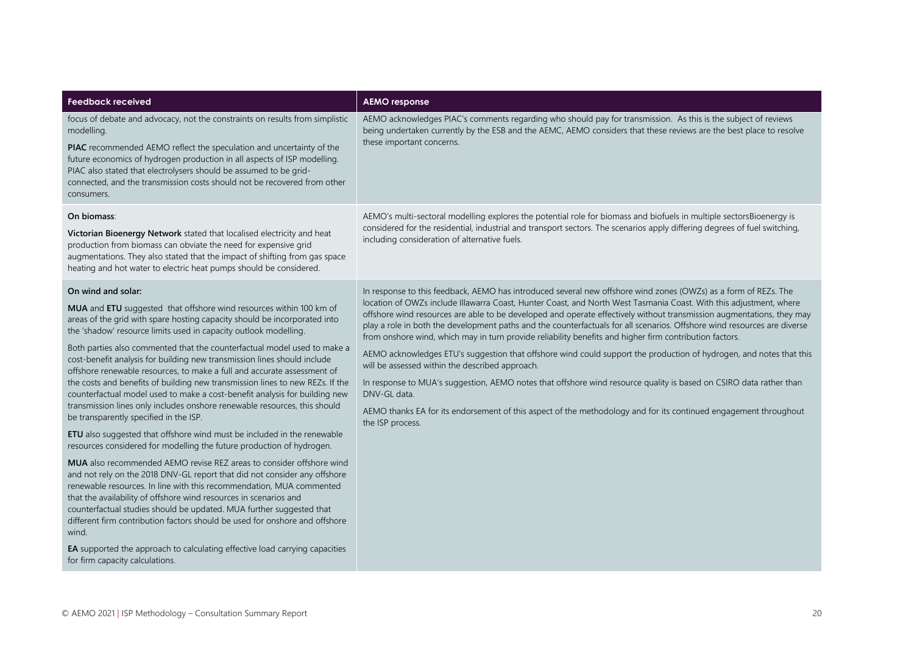| Feedback received | AEMO response |
|---|---|
| focus of debate and advocacy, not the constraints on results from simplistic modelling.<br><br>**PIAC** recommended AEMO reflect the speculation and uncertainty of the future economics of hydrogen production in all aspects of ISP modelling. PIAC also stated that electrolysers should be assumed to be grid-connected, and the transmission costs should not be recovered from other consumers. | AEMO acknowledges PIAC's comments regarding who should pay for transmission. As this is the subject of reviews being undertaken currently by the ESB and the AEMC, AEMO considers that these reviews are the best place to resolve these important concerns. |
| **On biomass**:<br><br>**Victorian Bioenergy Network** stated that localised electricity and heat production from biomass can obviate the need for expensive grid augmentations. They also stated that the impact of shifting from gas space heating and hot water to electric heat pumps should be considered. | AEMO's multi-sectoral modelling explores the potential role for biomass and biofuels in multiple sectorsBioenergy is considered for the residential, industrial and transport sectors. The scenarios apply differing degrees of fuel switching, including consideration of alternative fuels. |
| **On wind and solar:**<br><br>**MUA** and **ETU** suggested that offshore wind resources within 100 km of areas of the grid with spare hosting capacity should be incorporated into the 'shadow' resource limits used in capacity outlook modelling.<br><br>Both parties also commented that the counterfactual model used to make a cost-benefit analysis for building new transmission lines should include offshore renewable resources, to make a full and accurate assessment of the costs and benefits of building new transmission lines to new REZs. If the counterfactual model used to make a cost-benefit analysis for building new transmission lines only includes onshore renewable resources, this should be transparently specified in the ISP.<br><br>**ETU** also suggested that offshore wind must be included in the renewable resources considered for modelling the future production of hydrogen.<br><br>**MUA** also recommended AEMO revise REZ areas to consider offshore wind and not rely on the 2018 DNV-GL report that did not consider any offshore renewable resources. In line with this recommendation, MUA commented that the availability of offshore wind resources in scenarios and counterfactual studies should be updated. MUA further suggested that different firm contribution factors should be used for onshore and offshore wind.<br><br>**EA** supported the approach to calculating effective load carrying capacities for firm capacity calculations. | In response to this feedback, AEMO has introduced several new offshore wind zones (OWZs) as a form of REZs. The location of OWZs include Illawarra Coast, Hunter Coast, and North West Tasmania Coast. With this adjustment, where offshore wind resources are able to be developed and operate effectively without transmission augmentations, they may play a role in both the development paths and the counterfactuals for all scenarios. Offshore wind resources are diverse from onshore wind, which may in turn provide reliability benefits and higher firm contribution factors.<br><br>AEMO acknowledges ETU's suggestion that offshore wind could support the production of hydrogen, and notes that this will be assessed within the described approach.<br><br>In response to MUA's suggestion, AEMO notes that offshore wind resource quality is based on CSIRO data rather than DNV-GL data.<br><br>AEMO thanks EA for its endorsement of this aspect of the methodology and for its continued engagement throughout the ISP process. |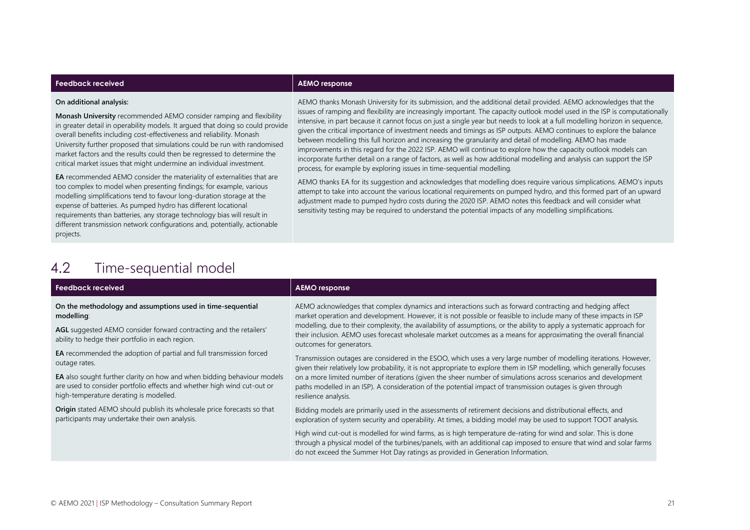| Feedback received | AEMO response |
| --- | --- |
| **On additional analysis:**<br><br>**Monash University** recommended AEMO consider ramping and flexibility in greater detail in operability models. It argued that doing so could provide overall benefits including cost-effectiveness and reliability. Monash University further proposed that simulations could be run with randomised market factors and the results could then be regressed to determine the critical market issues that might undermine an individual investment.<br><br>**EA** recommended AEMO consider the materiality of externalities that are too complex to model when presenting findings; for example, various modelling simplifications tend to favour long-duration storage at the expense of batteries. As pumped hydro has different locational requirements than batteries, any storage technology bias will result in different transmission network configurations and, potentially, actionable projects. | AEMO thanks Monash University for its submission, and the additional detail provided. AEMO acknowledges that the issues of ramping and flexibility are increasingly important. The capacity outlook model used in the ISP is computationally intensive, in part because it cannot focus on just a single year but needs to look at a full modelling horizon in sequence, given the critical importance of investment needs and timings as ISP outputs. AEMO continues to explore the balance between modelling this full horizon and increasing the granularity and detail of modelling. AEMO has made improvements in this regard for the 2022 ISP. AEMO will continue to explore how the capacity outlook models can incorporate further detail on a range of factors, as well as how additional modelling and analysis can support the ISP process, for example by exploring issues in time-sequential modelling.<br><br>AEMO thanks EA for its suggestion and acknowledges that modelling does require various simplifications. AEMO's inputs attempt to take into account the various locational requirements on pumped hydro, and this formed part of an upward adjustment made to pumped hydro costs during the 2020 ISP. AEMO notes this feedback and will consider what sensitivity testing may be required to understand the potential impacts of any modelling simplifications. |

## 4.2 Time-sequential model

| Feedback received | AEMO response |
| --- | --- |
| **On the methodology and assumptions used in time-sequential modelling**:<br><br>**AGL** suggested AEMO consider forward contracting and the retailers' ability to hedge their portfolio in each region.<br><br>**EA** recommended the adoption of partial and full transmission forced outage rates.<br><br>**EA** also sought further clarity on how and when bidding behaviour models are used to consider portfolio effects and whether high wind cut-out or high-temperature derating is modelled.<br><br>**Origin** stated AEMO should publish its wholesale price forecasts so that participants may undertake their own analysis. | AEMO acknowledges that complex dynamics and interactions such as forward contracting and hedging affect market operation and development. However, it is not possible or feasible to include many of these impacts in ISP modelling, due to their complexity, the availability of assumptions, or the ability to apply a systematic approach for their inclusion. AEMO uses forecast wholesale market outcomes as a means for approximating the overall financial outcomes for generators.<br><br>Transmission outages are considered in the ESOO, which uses a very large number of modelling iterations. However, given their relatively low probability, it is not appropriate to explore them in ISP modelling, which generally focuses on a more limited number of iterations (given the sheer number of simulations across scenarios and development paths modelled in an ISP). A consideration of the potential impact of transmission outages is given through resilience analysis.<br><br>Bidding models are primarily used in the assessments of retirement decisions and distributional effects, and exploration of system security and operability. At times, a bidding model may be used to support TOOT analysis.<br><br>High wind cut-out is modelled for wind farms, as is high temperature de-rating for wind and solar. This is done through a physical model of the turbines/panels, with an additional cap imposed to ensure that wind and solar farms do not exceed the Summer Hot Day ratings as provided in Generation Information. |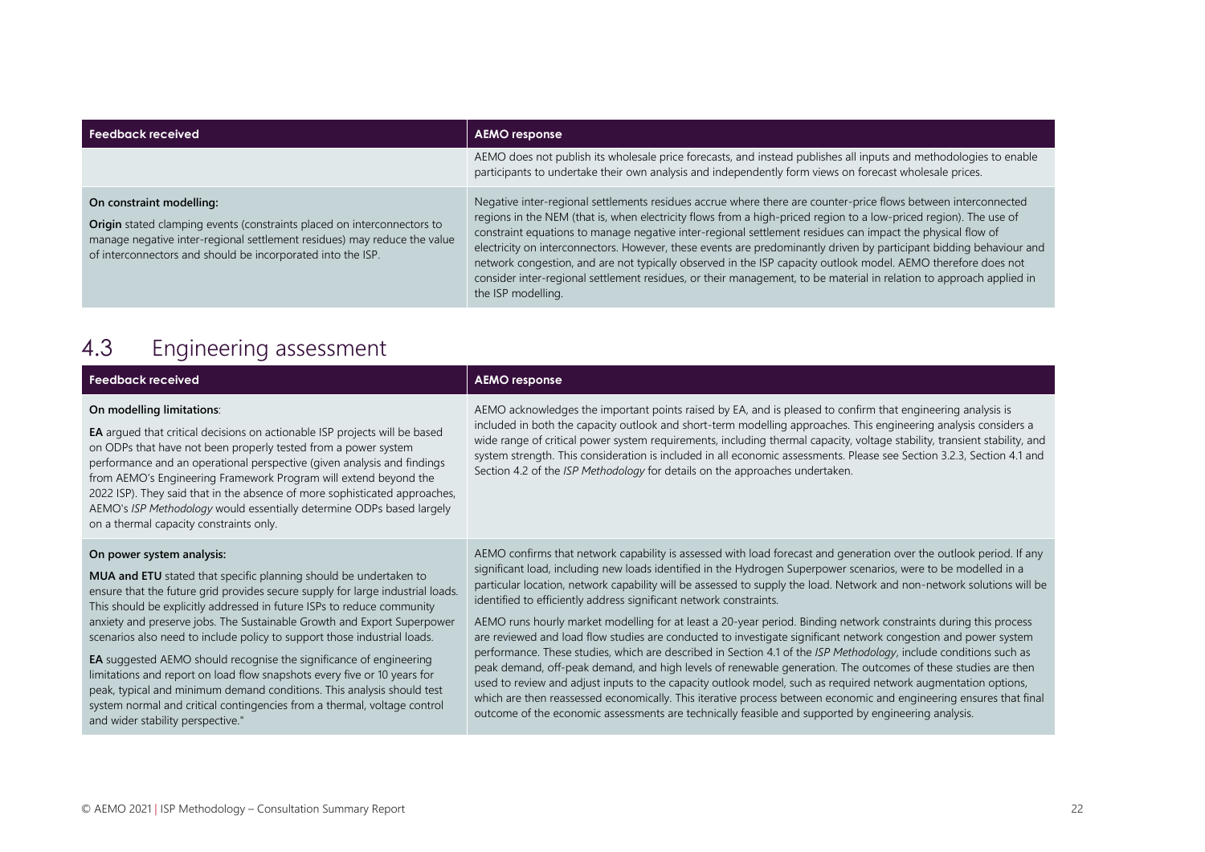| Feedback received | AEMO response |
|---|---|
| | AEMO does not publish its wholesale price forecasts, and instead publishes all inputs and methodologies to enable participants to undertake their own analysis and independently form views on forecast wholesale prices. |
| **On constraint modelling:**<br><br>**Origin** stated clamping events (constraints placed on interconnectors to manage negative inter-regional settlement residues) may reduce the value of interconnectors and should be incorporated into the ISP. | Negative inter-regional settlements residues accrue where there are counter-price flows between interconnected regions in the NEM (that is, when electricity flows from a high-priced region to a low-priced region). The use of constraint equations to manage negative inter-regional settlement residues can impact the physical flow of electricity on interconnectors. However, these events are predominantly driven by participant bidding behaviour and network congestion, and are not typically observed in the ISP capacity outlook model. AEMO therefore does not consider inter-regional settlement residues, or their management, to be material in relation to approach applied in the ISP modelling. |

## 4.3 Engineering assessment

| Feedback received | AEMO response |
|---|---|
| **On modelling limitations**:<br><br>**EA** argued that critical decisions on actionable ISP projects will be based on ODPs that have not been properly tested from a power system performance and an operational perspective (given analysis and findings from AEMO's Engineering Framework Program will extend beyond the 2022 ISP). They said that in the absence of more sophisticated approaches, AEMO's *ISP Methodology* would essentially determine ODPs based largely on a thermal capacity constraints only. | AEMO acknowledges the important points raised by EA, and is pleased to confirm that engineering analysis is included in both the capacity outlook and short-term modelling approaches. This engineering analysis considers a wide range of critical power system requirements, including thermal capacity, voltage stability, transient stability, and system strength. This consideration is included in all economic assessments. Please see Section 3.2.3, Section 4.1 and Section 4.2 of the *ISP Methodology* for details on the approaches undertaken. |
| **On power system analysis:**<br><br>**MUA and ETU** stated that specific planning should be undertaken to ensure that the future grid provides secure supply for large industrial loads. This should be explicitly addressed in future ISPs to reduce community anxiety and preserve jobs. The Sustainable Growth and Export Superpower scenarios also need to include policy to support those industrial loads.<br><br>**EA** suggested AEMO should recognise the significance of engineering limitations and report on load flow snapshots every five or 10 years for peak, typical and minimum demand conditions. This analysis should test system normal and critical contingencies from a thermal, voltage control and wider stability perspective." | AEMO confirms that network capability is assessed with load forecast and generation over the outlook period. If any significant load, including new loads identified in the Hydrogen Superpower scenarios, were to be modelled in a particular location, network capability will be assessed to supply the load. Network and non-network solutions will be identified to efficiently address significant network constraints.<br><br>AEMO runs hourly market modelling for at least a 20-year period. Binding network constraints during this process are reviewed and load flow studies are conducted to investigate significant network congestion and power system performance. These studies, which are described in Section 4.1 of the *ISP Methodology*, include conditions such as peak demand, off-peak demand, and high levels of renewable generation. The outcomes of these studies are then used to review and adjust inputs to the capacity outlook model, such as required network augmentation options, which are then reassessed economically. This iterative process between economic and engineering ensures that final outcome of the economic assessments are technically feasible and supported by engineering analysis. |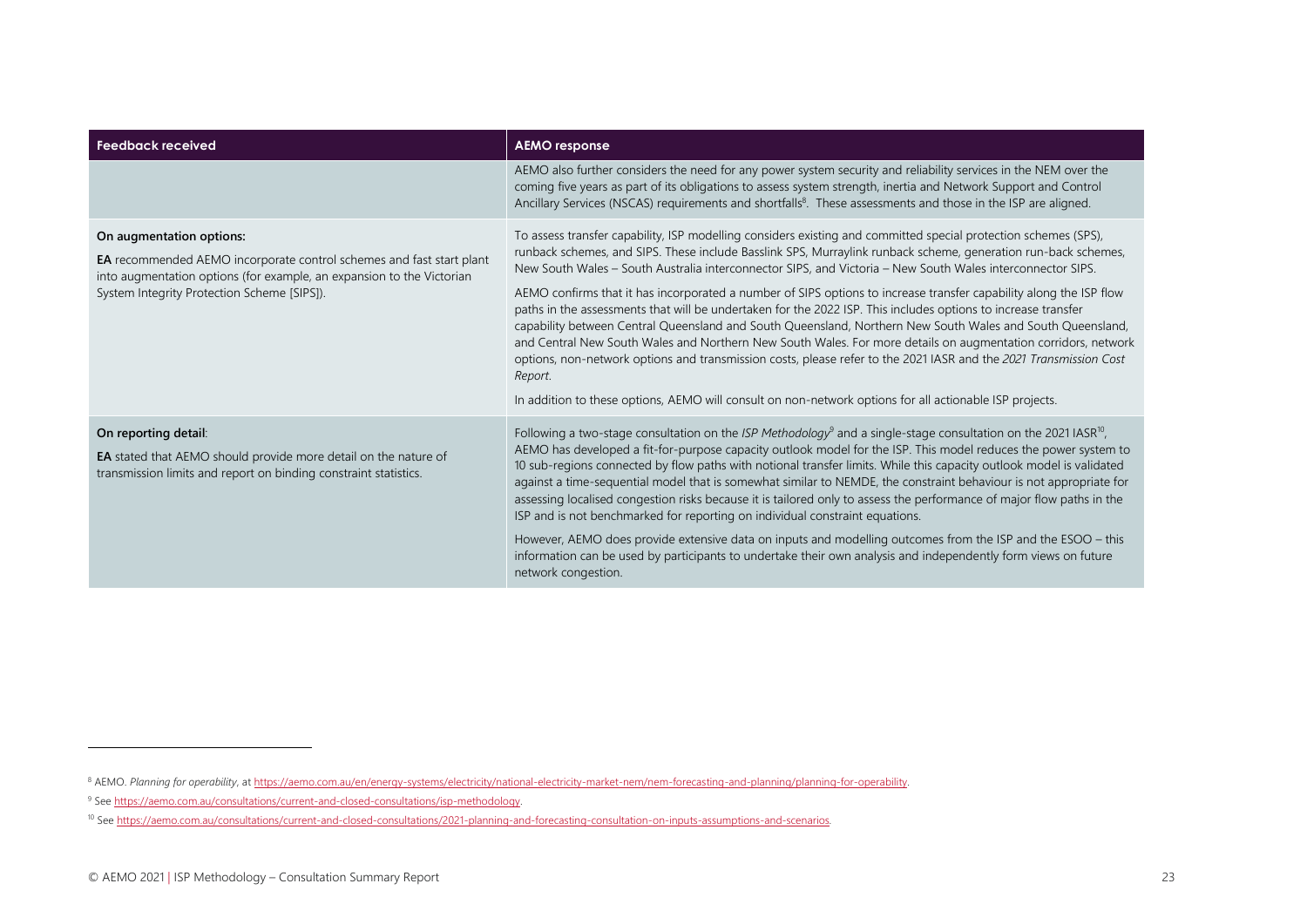| Feedback received | AEMO response |
|---|---|
| | AEMO also further considers the need for any power system security and reliability services in the NEM over the coming five years as part of its obligations to assess system strength, inertia and Network Support and Control Ancillary Services (NSCAS) requirements and shortfalls[8]. These assessments and those in the ISP are aligned. |
| **On augmentation options:**<br><br>**EA** recommended AEMO incorporate control schemes and fast start plant into augmentation options (for example, an expansion to the Victorian System Integrity Protection Scheme [SIPS]). | To assess transfer capability, ISP modelling considers existing and committed special protection schemes (SPS), runback schemes, and SIPS. These include Basslink SPS, Murraylink runback scheme, generation run-back schemes, New South Wales – South Australia interconnector SIPS, and Victoria – New South Wales interconnector SIPS.<br><br>AEMO confirms that it has incorporated a number of SIPS options to increase transfer capability along the ISP flow paths in the assessments that will be undertaken for the 2022 ISP. This includes options to increase transfer capability between Central Queensland and South Queensland, Northern New South Wales and South Queensland, and Central New South Wales and Northern New South Wales. For more details on augmentation corridors, network options, non-network options and transmission costs, please refer to the 2021 IASR and the *2021 Transmission Cost Report*.<br><br>In addition to these options, AEMO will consult on non-network options for all actionable ISP projects. |
| **On reporting detail**:<br><br>**EA** stated that AEMO should provide more detail on the nature of transmission limits and report on binding constraint statistics. | Following a two-stage consultation on the *ISP Methodology*[9] and a single-stage consultation on the 2021 IASR[10], AEMO has developed a fit-for-purpose capacity outlook model for the ISP. This model reduces the power system to 10 sub-regions connected by flow paths with notional transfer limits. While this capacity outlook model is validated against a time-sequential model that is somewhat similar to NEMDE, the constraint behaviour is not appropriate for assessing localised congestion risks because it is tailored only to assess the performance of major flow paths in the ISP and is not benchmarked for reporting on individual constraint equations.<br><br>However, AEMO does provide extensive data on inputs and modelling outcomes from the ISP and the ESOO – this information can be used by participants to undertake their own analysis and independently form views on future network congestion. |

[8] AEMO. *Planning for operability*, at https://aemo.com.au/en/energy-systems/electricity/national-electricity-market-nem/nem-forecasting-and-planning/planning-for-operability.

[9] See https://aemo.com.au/consultations/current-and-closed-consultations/isp-methodology.

[10] See https://aemo.com.au/consultations/current-and-closed-consultations/2021-planning-and-forecasting-consultation-on-inputs-assumptions-and-scenarios.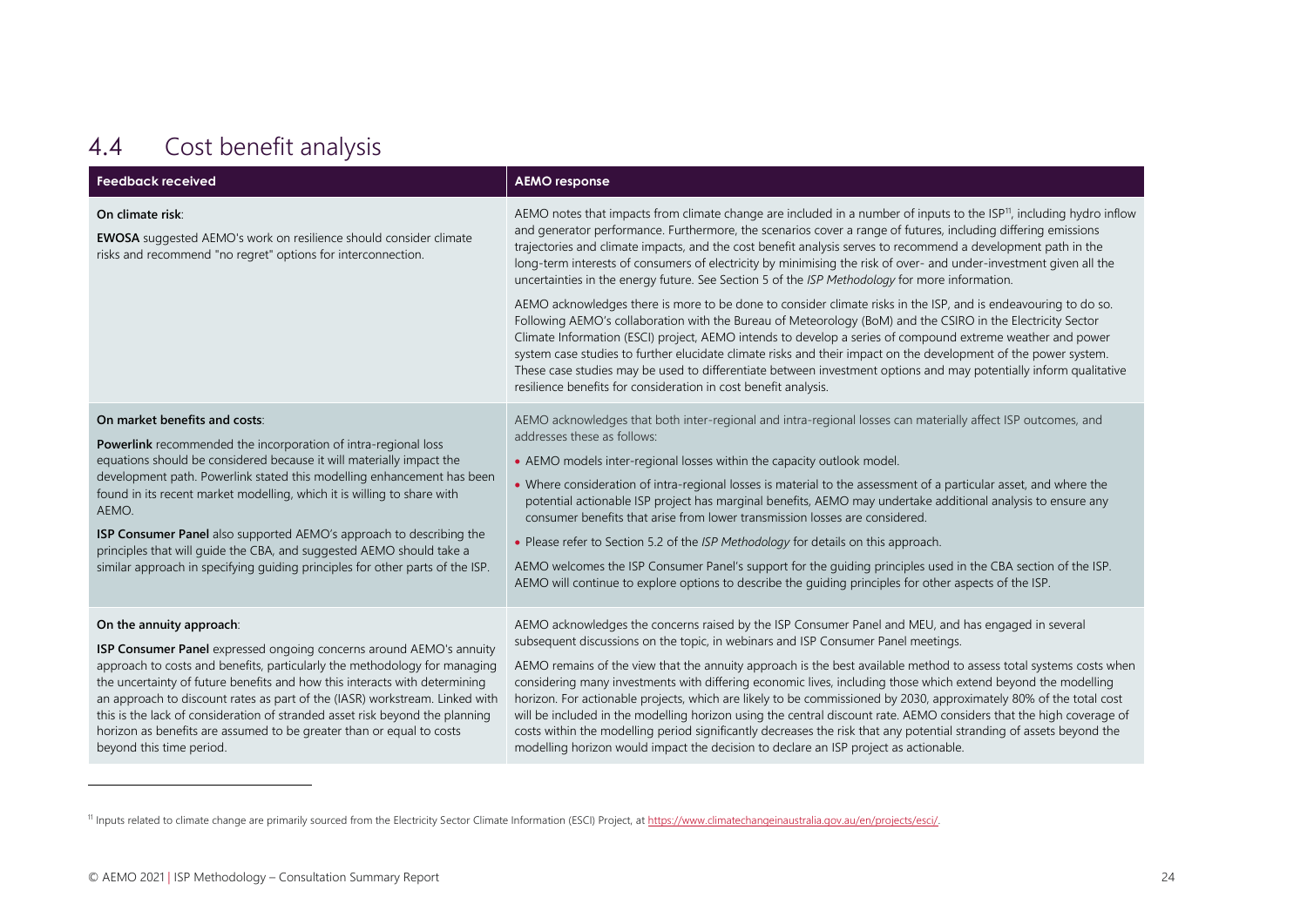## 4.4 Cost benefit analysis

| Feedback received | AEMO response |
|---|---|
| **On climate risk**:<br><br>**EWOSA** suggested AEMO's work on resilience should consider climate risks and recommend "no regret" options for interconnection. | AEMO notes that impacts from climate change are included in a number of inputs to the ISP[11], including hydro inflow and generator performance. Furthermore, the scenarios cover a range of futures, including differing emissions trajectories and climate impacts, and the cost benefit analysis serves to recommend a development path in the long-term interests of consumers of electricity by minimising the risk of over- and under-investment given all the uncertainties in the energy future. See Section 5 of the *ISP Methodology* for more information.<br><br>AEMO acknowledges there is more to be done to consider climate risks in the ISP, and is endeavouring to do so. Following AEMO's collaboration with the Bureau of Meteorology (BoM) and the CSIRO in the Electricity Sector Climate Information (ESCI) project, AEMO intends to develop a series of compound extreme weather and power system case studies to further elucidate climate risks and their impact on the development of the power system. These case studies may be used to differentiate between investment options and may potentially inform qualitative resilience benefits for consideration in cost benefit analysis. |
| **On market benefits and costs**:<br><br>**Powerlink** recommended the incorporation of intra-regional loss equations should be considered because it will materially impact the development path. Powerlink stated this modelling enhancement has been found in its recent market modelling, which it is willing to share with AEMO.<br><br>**ISP Consumer Panel** also supported AEMO's approach to describing the principles that will guide the CBA, and suggested AEMO should take a similar approach in specifying guiding principles for other parts of the ISP. | AEMO acknowledges that both inter-regional and intra-regional losses can materially affect ISP outcomes, and addresses these as follows:<br><br>• AEMO models inter-regional losses within the capacity outlook model.<br>• Where consideration of intra-regional losses is material to the assessment of a particular asset, and where the potential actionable ISP project has marginal benefits, AEMO may undertake additional analysis to ensure any consumer benefits that arise from lower transmission losses are considered.<br>• Please refer to Section 5.2 of the *ISP Methodology* for details on this approach.<br><br>AEMO welcomes the ISP Consumer Panel's support for the guiding principles used in the CBA section of the ISP. AEMO will continue to explore options to describe the guiding principles for other aspects of the ISP. |
| **On the annuity approach**:<br><br>**ISP Consumer Panel** expressed ongoing concerns around AEMO's annuity approach to costs and benefits, particularly the methodology for managing the uncertainty of future benefits and how this interacts with determining an approach to discount rates as part of the (IASR) workstream. Linked with this is the lack of consideration of stranded asset risk beyond the planning horizon as benefits are assumed to be greater than or equal to costs beyond this time period. | AEMO acknowledges the concerns raised by the ISP Consumer Panel and MEU, and has engaged in several subsequent discussions on the topic, in webinars and ISP Consumer Panel meetings.<br><br>AEMO remains of the view that the annuity approach is the best available method to assess total systems costs when considering many investments with differing economic lives, including those which extend beyond the modelling horizon. For actionable projects, which are likely to be commissioned by 2030, approximately 80% of the total cost will be included in the modelling horizon using the central discount rate. AEMO considers that the high coverage of costs within the modelling period significantly decreases the risk that any potential stranding of assets beyond the modelling horizon would impact the decision to declare an ISP project as actionable. |

[11] Inputs related to climate change are primarily sourced from the Electricity Sector Climate Information (ESCI) Project, at https://www.climatechangeinaustralia.gov.au/en/projects/esci/.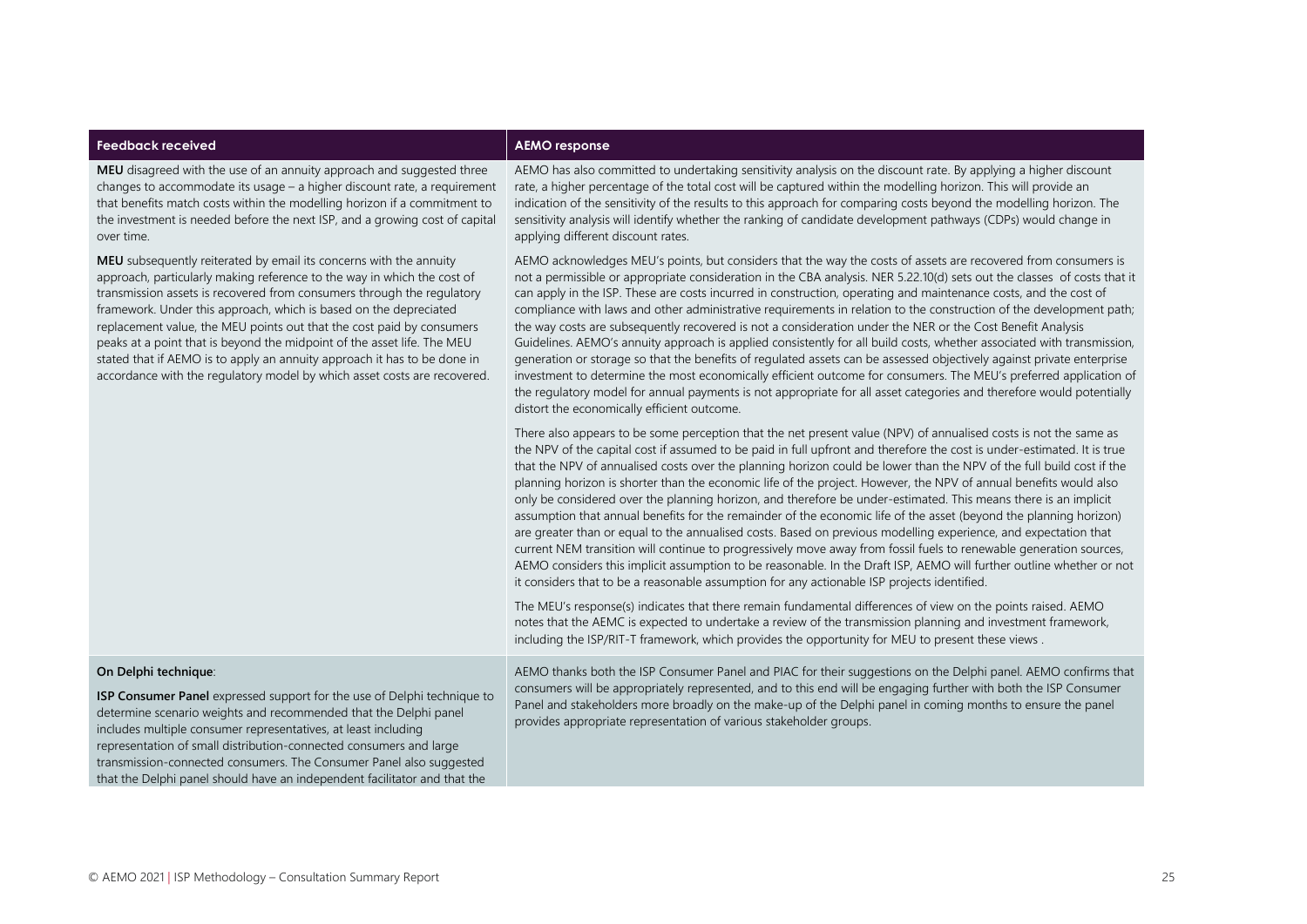| Feedback received | AEMO response |
|---|---|
| **MEU** disagreed with the use of an annuity approach and suggested three changes to accommodate its usage – a higher discount rate, a requirement that benefits match costs within the modelling horizon if a commitment to the investment is needed before the next ISP, and a growing cost of capital over time. | AEMO has also committed to undertaking sensitivity analysis on the discount rate. By applying a higher discount rate, a higher percentage of the total cost will be captured within the modelling horizon. This will provide an indication of the sensitivity of the results to this approach for comparing costs beyond the modelling horizon. The sensitivity analysis will identify whether the ranking of candidate development pathways (CDPs) would change in applying different discount rates. |
| **MEU** subsequently reiterated by email its concerns with the annuity approach, particularly making reference to the way in which the cost of transmission assets is recovered from consumers through the regulatory framework. Under this approach, which is based on the depreciated replacement value, the MEU points out that the cost paid by consumers peaks at a point that is beyond the midpoint of the asset life. The MEU stated that if AEMO is to apply an annuity approach it has to be done in accordance with the regulatory model by which asset costs are recovered. | AEMO acknowledges MEU's points, but considers that the way the costs of assets are recovered from consumers is not a permissible or appropriate consideration in the CBA analysis. NER 5.22.10(d) sets out the classes of costs that it can apply in the ISP. These are costs incurred in construction, operating and maintenance costs, and the cost of compliance with laws and other administrative requirements in relation to the construction of the development path; the way costs are subsequently recovered is not a consideration under the NER or the Cost Benefit Analysis Guidelines. AEMO's annuity approach is applied consistently for all build costs, whether associated with transmission, generation or storage so that the benefits of regulated assets can be assessed objectively against private enterprise investment to determine the most economically efficient outcome for consumers. The MEU's preferred application of the regulatory model for annual payments is not appropriate for all asset categories and therefore would potentially distort the economically efficient outcome.<br><br>There also appears to be some perception that the net present value (NPV) of annualised costs is not the same as the NPV of the capital cost if assumed to be paid in full upfront and therefore the cost is under-estimated. It is true that the NPV of annualised costs over the planning horizon could be lower than the NPV of the full build cost if the planning horizon is shorter than the economic life of the project. However, the NPV of annual benefits would also only be considered over the planning horizon, and therefore be under-estimated. This means there is an implicit assumption that annual benefits for the remainder of the economic life of the asset (beyond the planning horizon) are greater than or equal to the annualised costs. Based on previous modelling experience, and expectation that current NEM transition will continue to progressively move away from fossil fuels to renewable generation sources, AEMO considers this implicit assumption to be reasonable. In the Draft ISP, AEMO will further outline whether or not it considers that to be a reasonable assumption for any actionable ISP projects identified.<br><br>The MEU's response(s) indicates that there remain fundamental differences of view on the points raised. AEMO notes that the AEMC is expected to undertake a review of the transmission planning and investment framework, including the ISP/RIT-T framework, which provides the opportunity for MEU to present these views . |
| **On Delphi technique**:<br><br>**ISP Consumer Panel** expressed support for the use of Delphi technique to determine scenario weights and recommended that the Delphi panel includes multiple consumer representatives, at least including representation of small distribution-connected consumers and large transmission-connected consumers. The Consumer Panel also suggested that the Delphi panel should have an independent facilitator and that the | AEMO thanks both the ISP Consumer Panel and PIAC for their suggestions on the Delphi panel. AEMO confirms that consumers will be appropriately represented, and to this end will be engaging further with both the ISP Consumer Panel and stakeholders more broadly on the make-up of the Delphi panel in coming months to ensure the panel provides appropriate representation of various stakeholder groups. |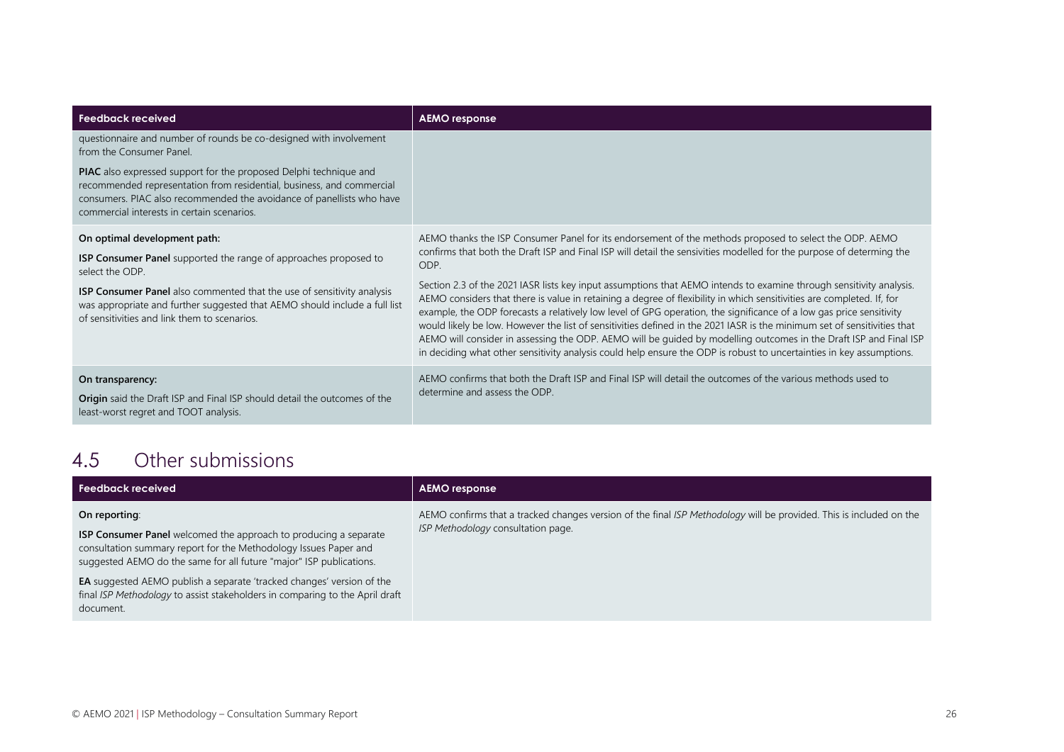| Feedback received | AEMO response |
|---|---|
| questionnaire and number of rounds be co-designed with involvement from the Consumer Panel.<br><br>**PIAC** also expressed support for the proposed Delphi technique and recommended representation from residential, business, and commercial consumers. PIAC also recommended the avoidance of panellists who have commercial interests in certain scenarios. | |
| **On optimal development path:**<br><br>**ISP Consumer Panel** supported the range of approaches proposed to select the ODP.<br><br>**ISP Consumer Panel** also commented that the use of sensitivity analysis was appropriate and further suggested that AEMO should include a full list of sensitivities and link them to scenarios. | AEMO thanks the ISP Consumer Panel for its endorsement of the methods proposed to select the ODP. AEMO confirms that both the Draft ISP and Final ISP will detail the sensivities modelled for the purpose of determing the ODP.<br><br>Section 2.3 of the 2021 IASR lists key input assumptions that AEMO intends to examine through sensitivity analysis. AEMO considers that there is value in retaining a degree of flexibility in which sensitivities are completed. If, for example, the ODP forecasts a relatively low level of GPG operation, the significance of a low gas price sensitivity would likely be low. However the list of sensitivities defined in the 2021 IASR is the minimum set of sensitivities that AEMO will consider in assessing the ODP. AEMO will be guided by modelling outcomes in the Draft ISP and Final ISP in deciding what other sensitivity analysis could help ensure the ODP is robust to uncertainties in key assumptions. |
| **On transparency:**<br><br>**Origin** said the Draft ISP and Final ISP should detail the outcomes of the least-worst regret and TOOT analysis. | AEMO confirms that both the Draft ISP and Final ISP will detail the outcomes of the various methods used to determine and assess the ODP. |

## 4.5 Other submissions

| Feedback received | AEMO response |
|---|---|
| **On reporting**:<br><br>**ISP Consumer Panel** welcomed the approach to producing a separate consultation summary report for the Methodology Issues Paper and suggested AEMO do the same for all future "major" ISP publications.<br><br>**EA** suggested AEMO publish a separate 'tracked changes' version of the final *ISP Methodology* to assist stakeholders in comparing to the April draft document. | AEMO confirms that a tracked changes version of the final *ISP Methodology* will be provided. This is included on the *ISP Methodology* consultation page. |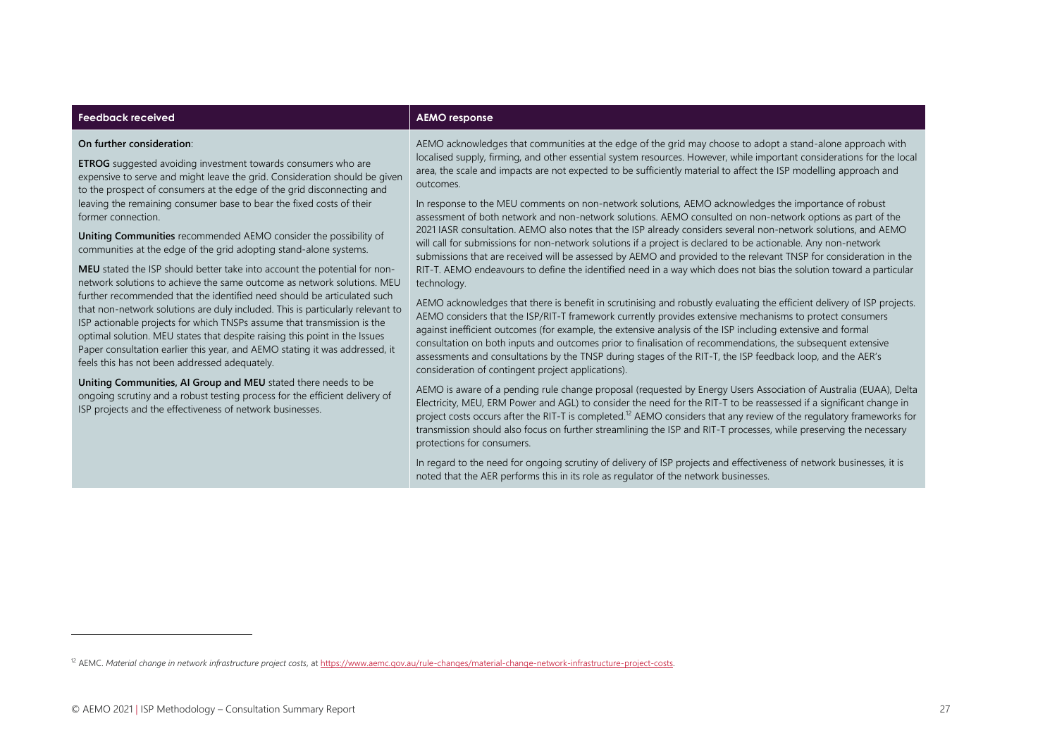| Feedback received | AEMO response |
|---|---|
| **On further consideration**:<br><br>**ETROG** suggested avoiding investment towards consumers who are expensive to serve and might leave the grid. Consideration should be given to the prospect of consumers at the edge of the grid disconnecting and leaving the remaining consumer base to bear the fixed costs of their former connection.<br><br>**Uniting Communities** recommended AEMO consider the possibility of communities at the edge of the grid adopting stand-alone systems.<br><br>**MEU** stated the ISP should better take into account the potential for non-network solutions to achieve the same outcome as network solutions. MEU further recommended that the identified need should be articulated such that non-network solutions are duly included. This is particularly relevant to ISP actionable projects for which TNSPs assume that transmission is the optimal solution. MEU states that despite raising this point in the Issues Paper consultation earlier this year, and AEMO stating it was addressed, it feels this has not been addressed adequately.<br><br>**Uniting Communities, AI Group and MEU** stated there needs to be ongoing scrutiny and a robust testing process for the efficient delivery of ISP projects and the effectiveness of network businesses. | AEMO acknowledges that communities at the edge of the grid may choose to adopt a stand-alone approach with localised supply, firming, and other essential system resources. However, while important considerations for the local area, the scale and impacts are not expected to be sufficiently material to affect the ISP modelling approach and outcomes.<br><br>In response to the MEU comments on non-network solutions, AEMO acknowledges the importance of robust assessment of both network and non-network solutions. AEMO consulted on non-network options as part of the 2021 IASR consultation. AEMO also notes that the ISP already considers several non-network solutions, and AEMO will call for submissions for non-network solutions if a project is declared to be actionable. Any non-network submissions that are received will be assessed by AEMO and provided to the relevant TNSP for consideration in the RIT-T. AEMO endeavours to define the identified need in a way which does not bias the solution toward a particular technology.<br><br>AEMO acknowledges that there is benefit in scrutinising and robustly evaluating the efficient delivery of ISP projects. AEMO considers that the ISP/RIT-T framework currently provides extensive mechanisms to protect consumers against inefficient outcomes (for example, the extensive analysis of the ISP including extensive and formal consultation on both inputs and outcomes prior to finalisation of recommendations, the subsequent extensive assessments and consultations by the TNSP during stages of the RIT-T, the ISP feedback loop, and the AER's consideration of contingent project applications).<br><br>AEMO is aware of a pending rule change proposal (requested by Energy Users Association of Australia (EUAA), Delta Electricity, MEU, ERM Power and AGL) to consider the need for the RIT-T to be reassessed if a significant change in project costs occurs after the RIT-T is completed.[12] AEMO considers that any review of the regulatory frameworks for transmission should also focus on further streamlining the ISP and RIT-T processes, while preserving the necessary protections for consumers.<br><br>In regard to the need for ongoing scrutiny of delivery of ISP projects and effectiveness of network businesses, it is noted that the AER performs this in its role as regulator of the network businesses. |

[12] AEMC. *Material change in network infrastructure project costs*, at https://www.aemc.gov.au/rule-changes/material-change-network-infrastructure-project-costs.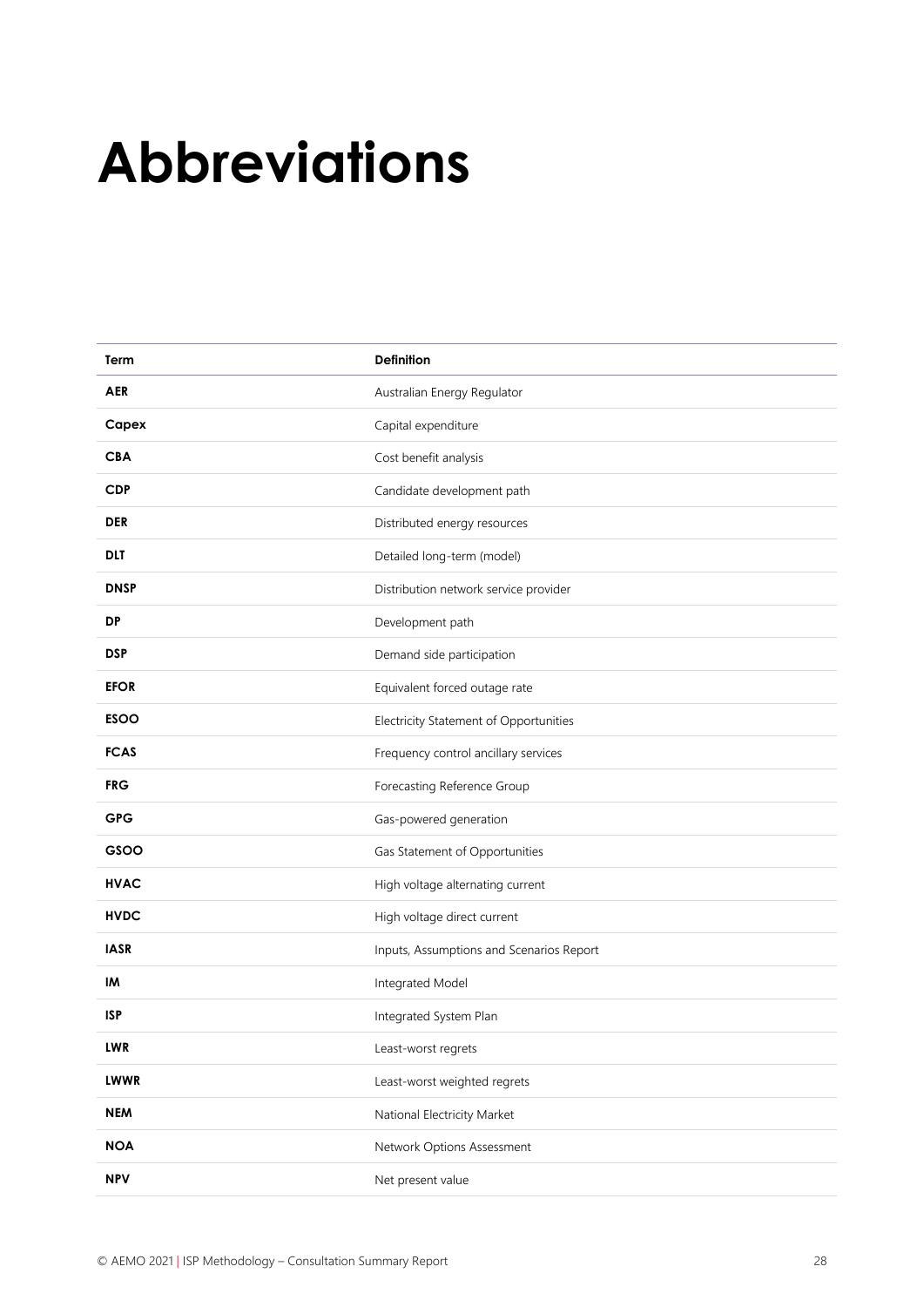# Abbreviations

| Term | Definition |
| --- | --- |
| **AER** | Australian Energy Regulator |
| **Capex** | Capital expenditure |
| **CBA** | Cost benefit analysis |
| **CDP** | Candidate development path |
| **DER** | Distributed energy resources |
| **DLT** | Detailed long-term (model) |
| **DNSP** | Distribution network service provider |
| **DP** | Development path |
| **DSP** | Demand side participation |
| **EFOR** | Equivalent forced outage rate |
| **ESOO** | Electricity Statement of Opportunities |
| **FCAS** | Frequency control ancillary services |
| **FRG** | Forecasting Reference Group |
| **GPG** | Gas-powered generation |
| **GSOO** | Gas Statement of Opportunities |
| **HVAC** | High voltage alternating current |
| **HVDC** | High voltage direct current |
| **IASR** | Inputs, Assumptions and Scenarios Report |
| **IM** | Integrated Model |
| **ISP** | Integrated System Plan |
| **LWR** | Least-worst regrets |
| **LWWR** | Least-worst weighted regrets |
| **NEM** | National Electricity Market |
| **NOA** | Network Options Assessment |
| **NPV** | Net present value |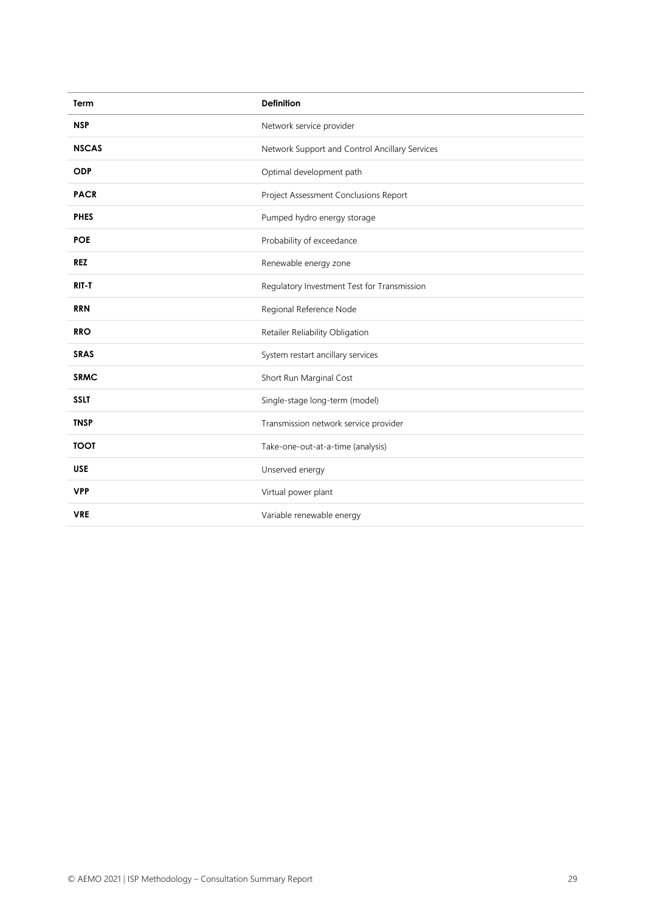| Term | Definition |
| --- | --- |
| **NSP** | Network service provider |
| **NSCAS** | Network Support and Control Ancillary Services |
| **ODP** | Optimal development path |
| **PACR** | Project Assessment Conclusions Report |
| **PHES** | Pumped hydro energy storage |
| **POE** | Probability of exceedance |
| **REZ** | Renewable energy zone |
| **RIT-T** | Regulatory Investment Test for Transmission |
| **RRN** | Regional Reference Node |
| **RRO** | Retailer Reliability Obligation |
| **SRAS** | System restart ancillary services |
| **SRMC** | Short Run Marginal Cost |
| **SSLT** | Single-stage long-term (model) |
| **TNSP** | Transmission network service provider |
| **TOOT** | Take-one-out-at-a-time (analysis) |
| **USE** | Unserved energy |
| **VPP** | Virtual power plant |
| **VRE** | Variable renewable energy |